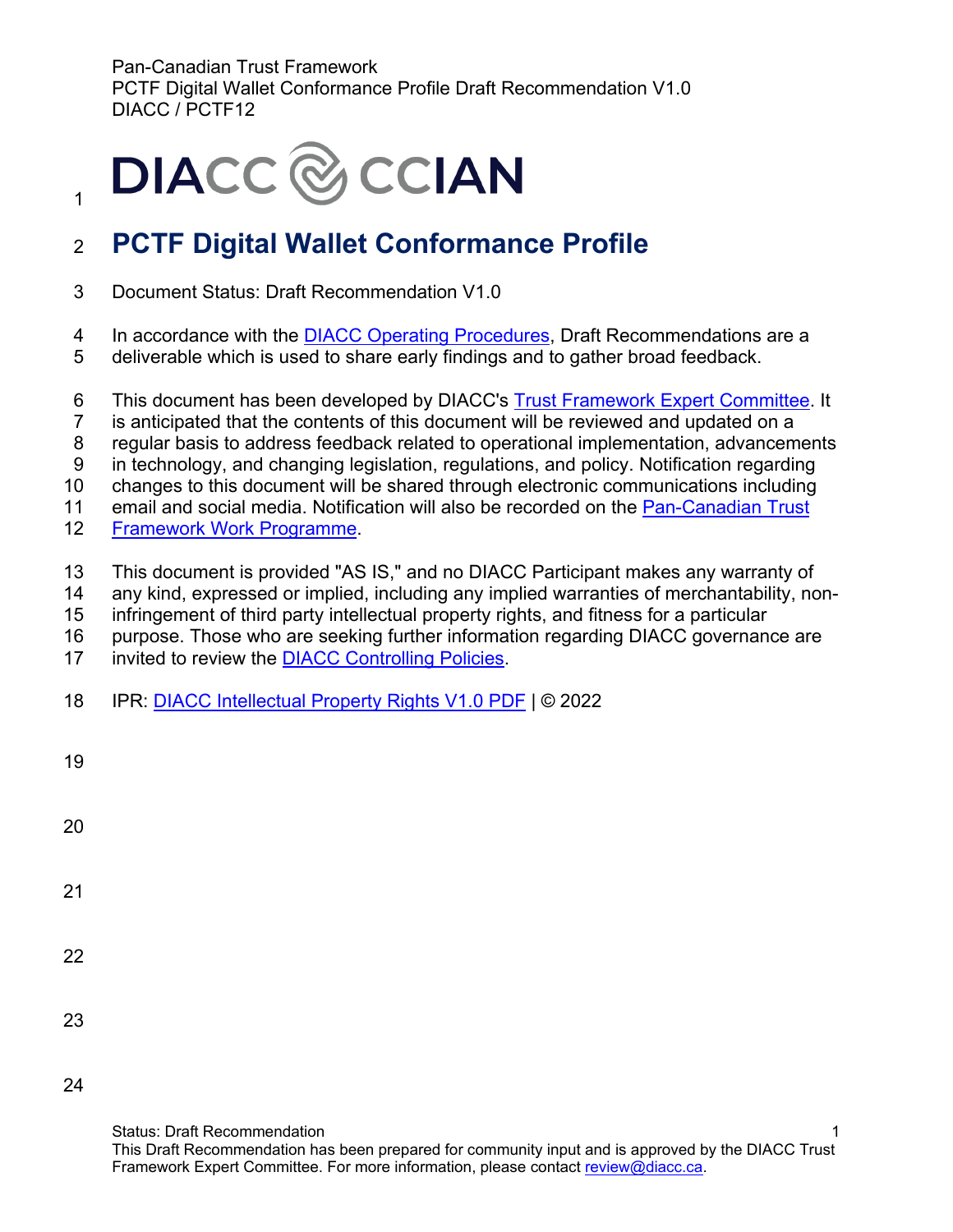Pan-Canadian Trust Framework
PCTF Digital Wallet Conformance Profile Draft Recommendation V1.0
DIACC / PCTF12

# PCTF Digital Wallet Conformance Profile

Document Status: Draft Recommendation V1.0

In accordance with the [DIACC Operating Procedures](), Draft Recommendations are a deliverable which is used to share early findings and to gather broad feedback.

This document has been developed by DIACC's [Trust Framework Expert Committee](). It is anticipated that the contents of this document will be reviewed and updated on a regular basis to address feedback related to operational implementation, advancements in technology, and changing legislation, regulations, and policy. Notification regarding changes to this document will be shared through electronic communications including email and social media. Notification will also be recorded on the [Pan-Canadian Trust Framework Work Programme]().

This document is provided "AS IS," and no DIACC Participant makes any warranty of any kind, expressed or implied, including any implied warranties of merchantability, non-infringement of third party intellectual property rights, and fitness for a particular purpose. Those who are seeking further information regarding DIACC governance are invited to review the [DIACC Controlling Policies]().

IPR: [DIACC Intellectual Property Rights V1.0 PDF]() | © 2022

Status: Draft Recommendation
This Draft Recommendation has been prepared for community input and is approved by the DIACC Trust Framework Expert Committee. For more information, please contact review@diacc.ca.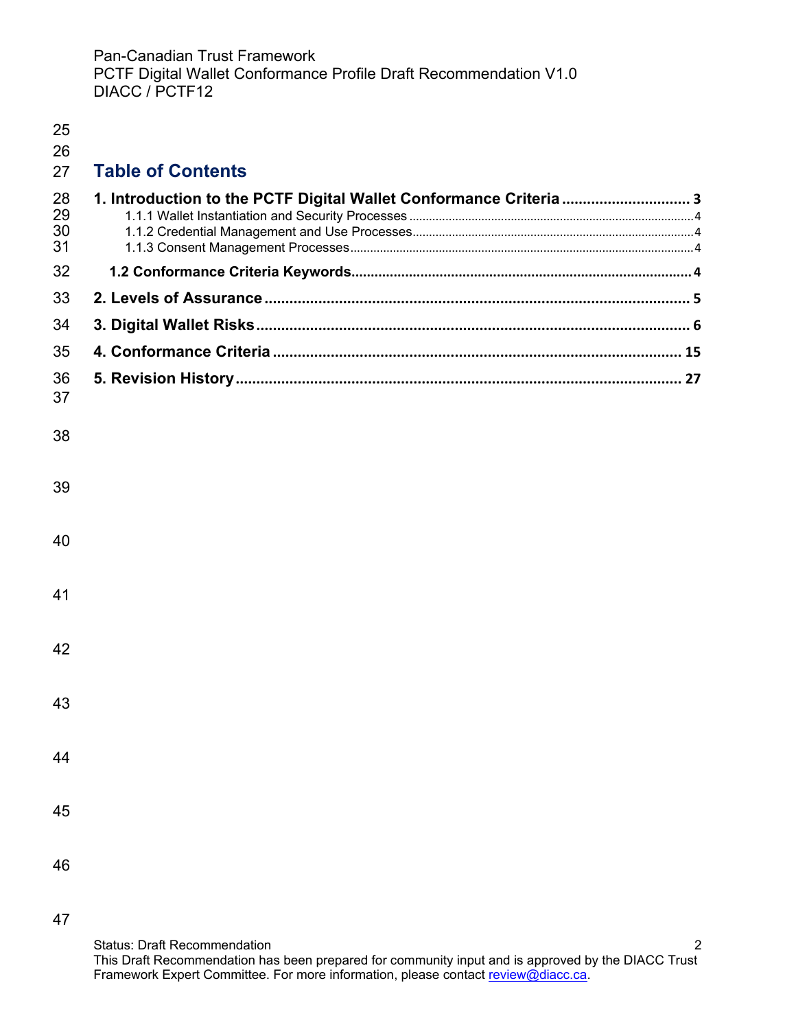# Table of Contents

**1. Introduction to the PCTF Digital Wallet Conformance Criteria** ..... 3

- 1.1.1 Wallet Instantiation and Security Processes ..... 4
- 1.1.2 Credential Management and Use Processes ..... 4
- 1.1.3 Consent Management Processes ..... 4

**1.2 Conformance Criteria Keywords** ..... 4

**2. Levels of Assurance** ..... 5

**3. Digital Wallet Risks** ..... 6

**4. Conformance Criteria** ..... 15

**5. Revision History** ..... 27

Status: Draft Recommendation

This Draft Recommendation has been prepared for community input and is approved by the DIACC Trust Framework Expert Committee. For more information, please contact review@diacc.ca.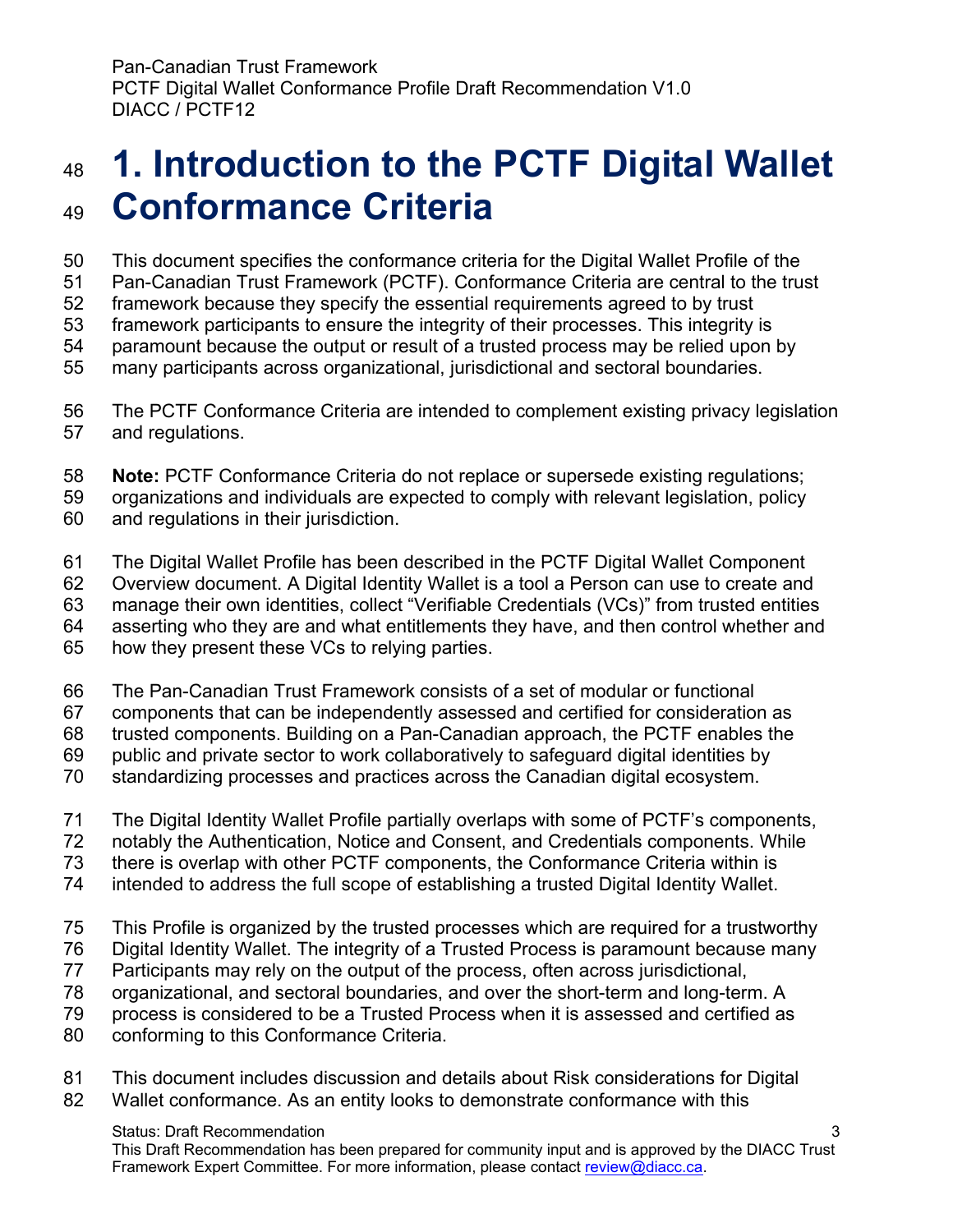# 1. Introduction to the PCTF Digital Wallet Conformance Criteria

This document specifies the conformance criteria for the Digital Wallet Profile of the Pan-Canadian Trust Framework (PCTF). Conformance Criteria are central to the trust framework because they specify the essential requirements agreed to by trust framework participants to ensure the integrity of their processes. This integrity is paramount because the output or result of a trusted process may be relied upon by many participants across organizational, jurisdictional and sectoral boundaries.

The PCTF Conformance Criteria are intended to complement existing privacy legislation and regulations.

**Note:** PCTF Conformance Criteria do not replace or supersede existing regulations; organizations and individuals are expected to comply with relevant legislation, policy and regulations in their jurisdiction.

The Digital Wallet Profile has been described in the PCTF Digital Wallet Component Overview document. A Digital Identity Wallet is a tool a Person can use to create and manage their own identities, collect "Verifiable Credentials (VCs)" from trusted entities asserting who they are and what entitlements they have, and then control whether and how they present these VCs to relying parties.

The Pan-Canadian Trust Framework consists of a set of modular or functional components that can be independently assessed and certified for consideration as trusted components. Building on a Pan-Canadian approach, the PCTF enables the public and private sector to work collaboratively to safeguard digital identities by standardizing processes and practices across the Canadian digital ecosystem.

The Digital Identity Wallet Profile partially overlaps with some of PCTF's components, notably the Authentication, Notice and Consent, and Credentials components. While there is overlap with other PCTF components, the Conformance Criteria within is intended to address the full scope of establishing a trusted Digital Identity Wallet.

This Profile is organized by the trusted processes which are required for a trustworthy Digital Identity Wallet. The integrity of a Trusted Process is paramount because many Participants may rely on the output of the process, often across jurisdictional, organizational, and sectoral boundaries, and over the short-term and long-term. A process is considered to be a Trusted Process when it is assessed and certified as conforming to this Conformance Criteria.

This document includes discussion and details about Risk considerations for Digital Wallet conformance. As an entity looks to demonstrate conformance with this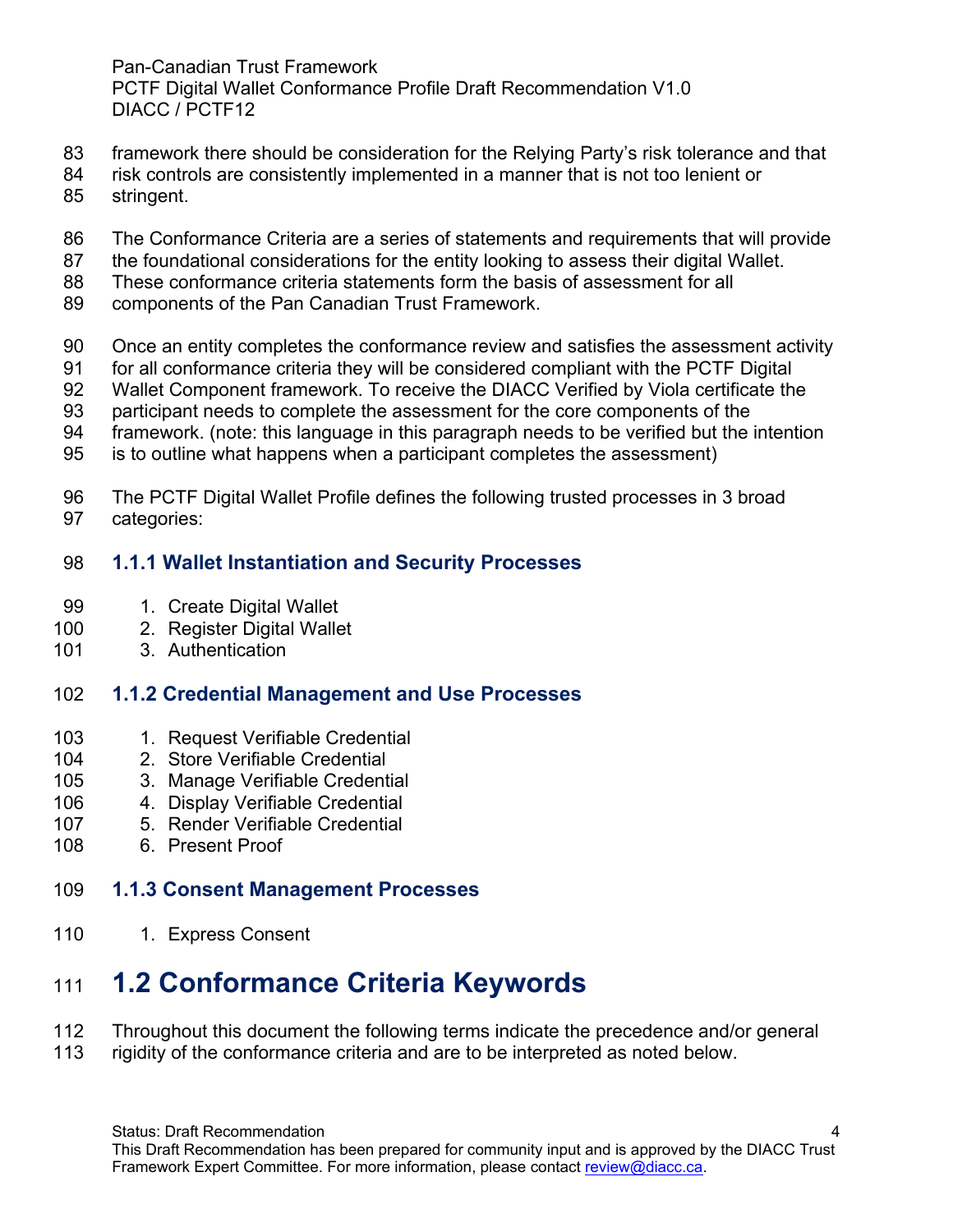framework there should be consideration for the Relying Party's risk tolerance and that risk controls are consistently implemented in a manner that is not too lenient or stringent.

The Conformance Criteria are a series of statements and requirements that will provide the foundational considerations for the entity looking to assess their digital Wallet. These conformance criteria statements form the basis of assessment for all components of the Pan Canadian Trust Framework.

Once an entity completes the conformance review and satisfies the assessment activity for all conformance criteria they will be considered compliant with the PCTF Digital Wallet Component framework. To receive the DIACC Verified by Viola certificate the participant needs to complete the assessment for the core components of the framework. (note: this language in this paragraph needs to be verified but the intention is to outline what happens when a participant completes the assessment)

The PCTF Digital Wallet Profile defines the following trusted processes in 3 broad categories:

### 1.1.1 Wallet Instantiation and Security Processes

1. Create Digital Wallet
2. Register Digital Wallet
3. Authentication

### 1.1.2 Credential Management and Use Processes

1. Request Verifiable Credential
2. Store Verifiable Credential
3. Manage Verifiable Credential
4. Display Verifiable Credential
5. Render Verifiable Credential
6. Present Proof

### 1.1.3 Consent Management Processes

1. Express Consent

## 1.2 Conformance Criteria Keywords

Throughout this document the following terms indicate the precedence and/or general rigidity of the conformance criteria and are to be interpreted as noted below.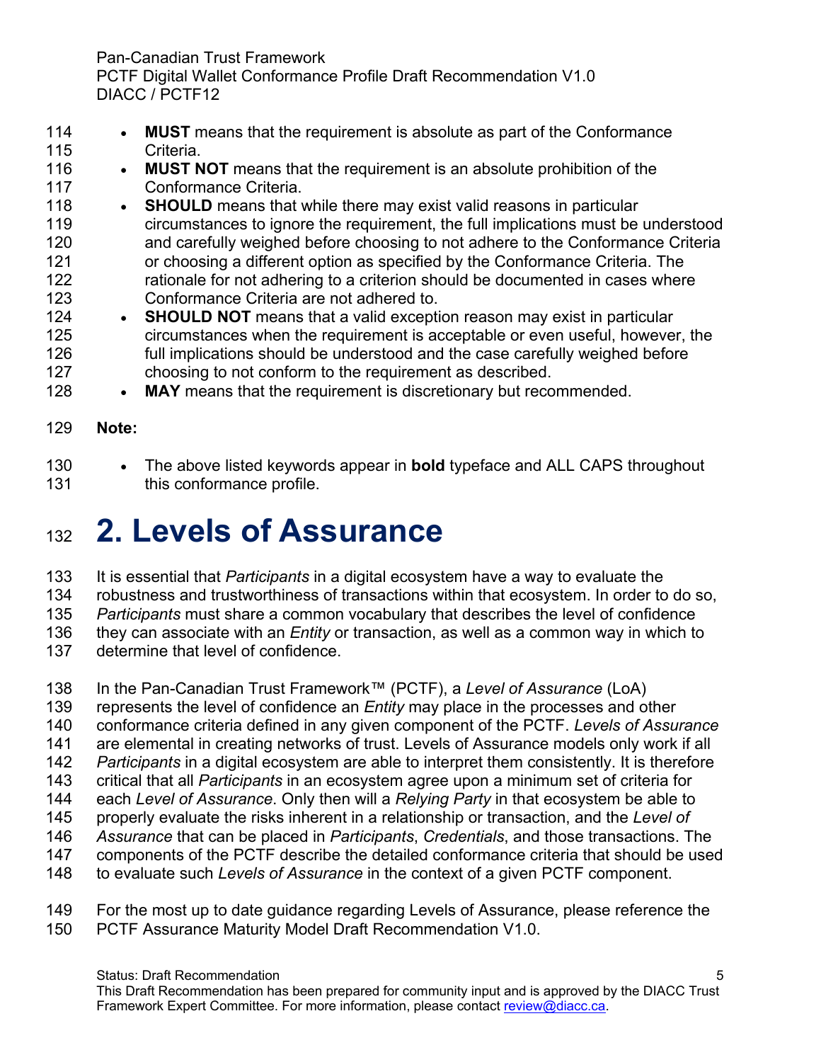- **MUST** means that the requirement is absolute as part of the Conformance Criteria.
- **MUST NOT** means that the requirement is an absolute prohibition of the Conformance Criteria.
- **SHOULD** means that while there may exist valid reasons in particular circumstances to ignore the requirement, the full implications must be understood and carefully weighed before choosing to not adhere to the Conformance Criteria or choosing a different option as specified by the Conformance Criteria. The rationale for not adhering to a criterion should be documented in cases where Conformance Criteria are not adhered to.
- **SHOULD NOT** means that a valid exception reason may exist in particular circumstances when the requirement is acceptable or even useful, however, the full implications should be understood and the case carefully weighed before choosing to not conform to the requirement as described.
- **MAY** means that the requirement is discretionary but recommended.

**Note:**

- The above listed keywords appear in **bold** typeface and ALL CAPS throughout this conformance profile.

# 2. Levels of Assurance

It is essential that *Participants* in a digital ecosystem have a way to evaluate the robustness and trustworthiness of transactions within that ecosystem. In order to do so, *Participants* must share a common vocabulary that describes the level of confidence they can associate with an *Entity* or transaction, as well as a common way in which to determine that level of confidence.

In the Pan-Canadian Trust Framework™ (PCTF), a *Level of Assurance* (LoA) represents the level of confidence an *Entity* may place in the processes and other conformance criteria defined in any given component of the PCTF. *Levels of Assurance* are elemental in creating networks of trust. Levels of Assurance models only work if all *Participants* in a digital ecosystem are able to interpret them consistently. It is therefore critical that all *Participants* in an ecosystem agree upon a minimum set of criteria for each *Level of Assurance*. Only then will a *Relying Party* in that ecosystem be able to properly evaluate the risks inherent in a relationship or transaction, and the *Level of Assurance* that can be placed in *Participants*, *Credentials*, and those transactions. The components of the PCTF describe the detailed conformance criteria that should be used to evaluate such *Levels of Assurance* in the context of a given PCTF component.

For the most up to date guidance regarding Levels of Assurance, please reference the PCTF Assurance Maturity Model Draft Recommendation V1.0.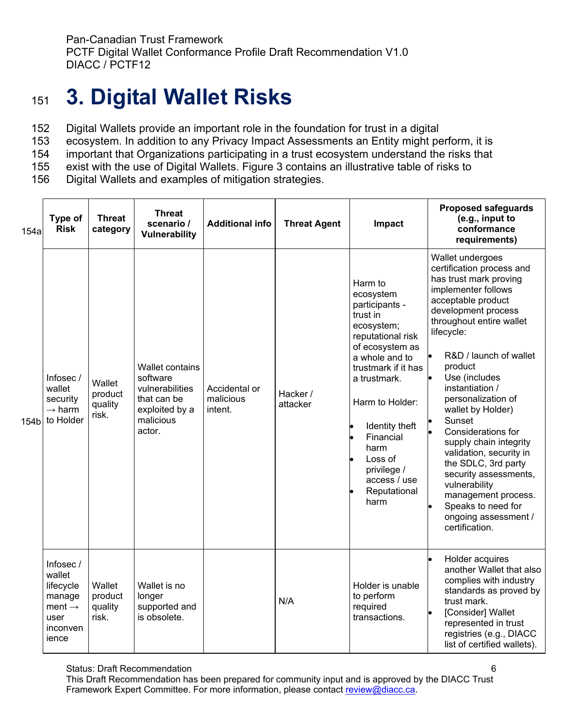# 3. Digital Wallet Risks

Digital Wallets provide an important role in the foundation for trust in a digital ecosystem. In addition to any Privacy Impact Assessments an Entity might perform, it is important that Organizations participating in a trust ecosystem understand the risks that exist with the use of Digital Wallets. Figure 3 contains an illustrative table of risks to Digital Wallets and examples of mitigation strategies.

| Type of Risk | Threat category | Threat scenario / Vulnerability | Additional info | Threat Agent | Impact | Proposed safeguards (e.g., input to conformance requirements) |
|---|---|---|---|---|---|---|
| Infosec / wallet security → harm to Holder | Wallet product quality risk. | Wallet contains software vulnerabilities that can be exploited by a malicious actor. | Accidental or malicious intent. | Hacker / attacker | Harm to ecosystem participants - trust in ecosystem; reputational risk of ecosystem as a whole and to trustmark if it has a trustmark.<br><br>Harm to Holder:<br>• Identity theft<br>• Financial harm<br>• Loss of privilege / access / use<br>• Reputational harm | Wallet undergoes certification process and has trust mark proving implementer follows acceptable product development process throughout entire wallet lifecycle:<br>• R&D / launch of wallet product<br>• Use (includes instantiation / personalization of wallet by Holder)<br>• Sunset<br>• Considerations for supply chain integrity validation, security in the SDLC, 3rd party security assessments, vulnerability management process.<br>• Speaks to need for ongoing assessment / certification. |
| Infosec / wallet lifecycle management → user inconvenience | Wallet product quality risk. | Wallet is no longer supported and is obsolete. | | N/A | Holder is unable to perform required transactions. | • Holder acquires another Wallet that also complies with industry standards as proved by trust mark.<br>• [Consider] Wallet represented in trust registries (e.g., DIACC list of certified wallets). |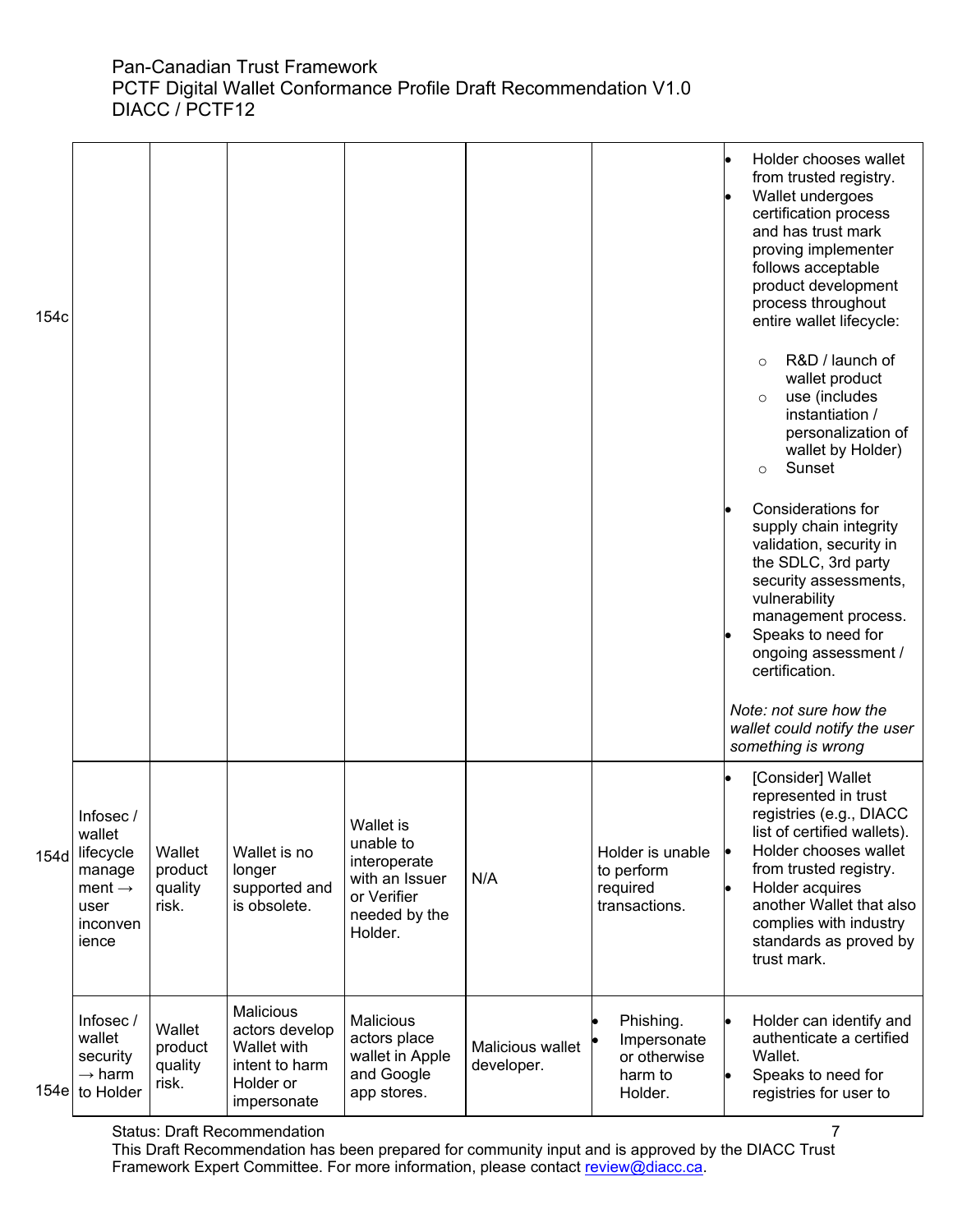| | | | | | | | |
|---|---|---|---|---|---|---|---|
| 154c | | | | | | | • Holder chooses wallet from trusted registry.<br>• Wallet undergoes certification process and has trust mark proving implementer follows acceptable product development process throughout entire wallet lifecycle:<br>  ○ R&D / launch of wallet product<br>  ○ use (includes instantiation / personalization of wallet by Holder)<br>  ○ Sunset<br>• Considerations for supply chain integrity validation, security in the SDLC, 3rd party security assessments, vulnerability management process.<br>• Speaks to need for ongoing assessment / certification.<br><br>*Note: not sure how the wallet could notify the user something is wrong* |
| 154d | Infosec / wallet lifecycle management → user inconvenience | Wallet product quality risk. | Wallet is no longer supported and is obsolete. | Wallet is unable to interoperate with an Issuer or Verifier needed by the Holder. | N/A | Holder is unable to perform required transactions. | • [Consider] Wallet represented in trust registries (e.g., DIACC list of certified wallets).<br>• Holder chooses wallet from trusted registry.<br>• Holder acquires another Wallet that also complies with industry standards as proved by trust mark. |
| 154e | Infosec / wallet security → harm to Holder | Wallet product quality risk. | Malicious actors develop Wallet with intent to harm Holder or impersonate | Malicious actors place wallet in Apple and Google app stores. | Malicious wallet developer. | • Phishing.<br>• Impersonate or otherwise harm to Holder. | • Holder can identify and authenticate a certified Wallet.<br>• Speaks to need for registries for user to |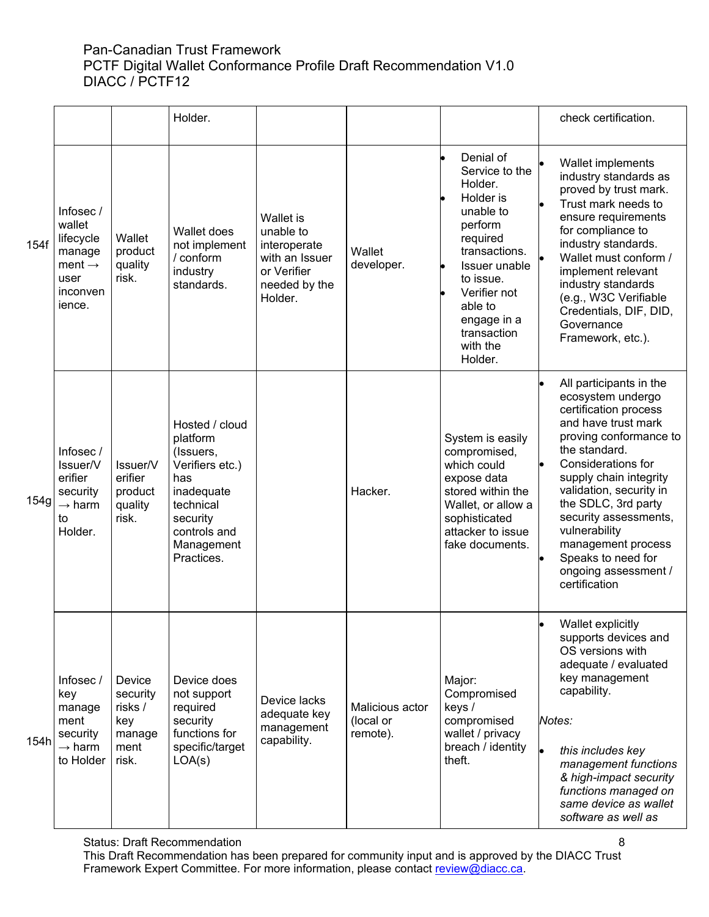| | | | | | | |
|---|---|---|---|---|---|---|
| | | Holder. | | | | check certification. |
| 154f | Infosec / wallet lifecycle management → user inconvenience. | Wallet product quality risk. | Wallet does not implement / conform industry standards. | Wallet is unable to interoperate with an Issuer or Verifier needed by the Holder. | Wallet developer. | • Denial of Service to the Holder.<br>• Holder is unable to perform required transactions.<br>• Issuer unable to issue.<br>• Verifier not able to engage in a transaction with the Holder. | • Wallet implements industry standards as proved by trust mark.<br>• Trust mark needs to ensure requirements for compliance to industry standards.<br>• Wallet must conform / implement relevant industry standards (e.g., W3C Verifiable Credentials, DIF, DID, Governance Framework, etc.). |
| 154g | Infosec / Issuer/Verifier security → harm to Holder. | Issuer/Verifier product quality risk. | Hosted / cloud platform (Issuers, Verifiers etc.) has inadequate technical security controls and Management Practices. | | Hacker. | System is easily compromised, which could expose data stored within the Wallet, or allow a sophisticated attacker to issue fake documents. | • All participants in the ecosystem undergo certification process and have trust mark proving conformance to the standard.<br>• Considerations for supply chain integrity validation, security in the SDLC, 3rd party security assessments, vulnerability management process<br>• Speaks to need for ongoing assessment / certification |
| 154h | Infosec / key management security → harm to Holder | Device security risks / key management risk. | Device does not support required security functions for specific/target LOA(s) | Device lacks adequate key management capability. | Malicious actor (local or remote). | Major: Compromised keys / compromised wallet / privacy breach / identity theft. | • Wallet explicitly supports devices and OS versions with adequate / evaluated key management capability.<br><br>*Notes:*<br><br>• *this includes key management functions & high-impact security functions managed on same device as wallet software as well as* |

Status: Draft Recommendation
This Draft Recommendation has been prepared for community input and is approved by the DIACC Trust Framework Expert Committee. For more information, please contact review@diacc.ca.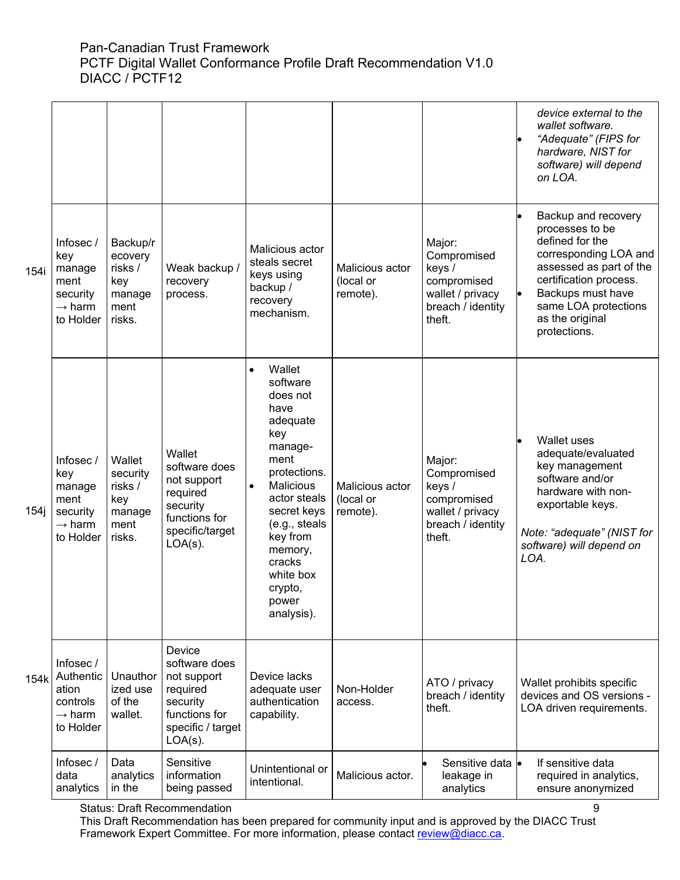| | | | | | | |
|---|---|---|---|---|---|---|
| | | | | | | *device external to the wallet software.*<br>• *"Adequate" (FIPS for hardware, NIST for software) will depend on LOA.* |
| 154i | Infosec / key management security → harm to Holder | Backup/recovery risks / key management risks. | Weak backup / recovery process. | Malicious actor steals secret keys using backup / recovery mechanism. | Malicious actor (local or remote). | Major: Compromised keys / compromised wallet / privacy breach / identity theft. | • Backup and recovery processes to be defined for the corresponding LOA and assessed as part of the certification process.<br>• Backups must have same LOA protections as the original protections. |
| 154j | Infosec / key management security → harm to Holder | Wallet security risks / key management risks. | Wallet software does not support required security functions for specific/target LOA(s). | • Wallet software does not have adequate key management protections.<br>• Malicious actor steals secret keys (e.g., steals key from memory, cracks white box crypto, power analysis). | Malicious actor (local or remote). | Major: Compromised keys / compromised wallet / privacy breach / identity theft. | • Wallet uses adequate/evaluated key management software and/or hardware with non-exportable keys.<br><br>*Note: "adequate" (NIST for software) will depend on LOA.* |
| 154k | Infosec / Authentication controls → harm to Holder | Unauthorized use of the wallet. | Device software does not support required security functions for specific / target LOA(s). | Device lacks adequate user authentication capability. | Non-Holder access. | ATO / privacy breach / identity theft. | Wallet prohibits specific devices and OS versions - LOA driven requirements. |
| | Infosec / data analytics | Data analytics in the | Sensitive information being passed | Unintentional or intentional. | Malicious actor. | • Sensitive data leakage in analytics | • If sensitive data required in analytics, ensure anonymized |

Status: Draft Recommendation

This Draft Recommendation has been prepared for community input and is approved by the DIACC Trust Framework Expert Committee. For more information, please contact review@diacc.ca.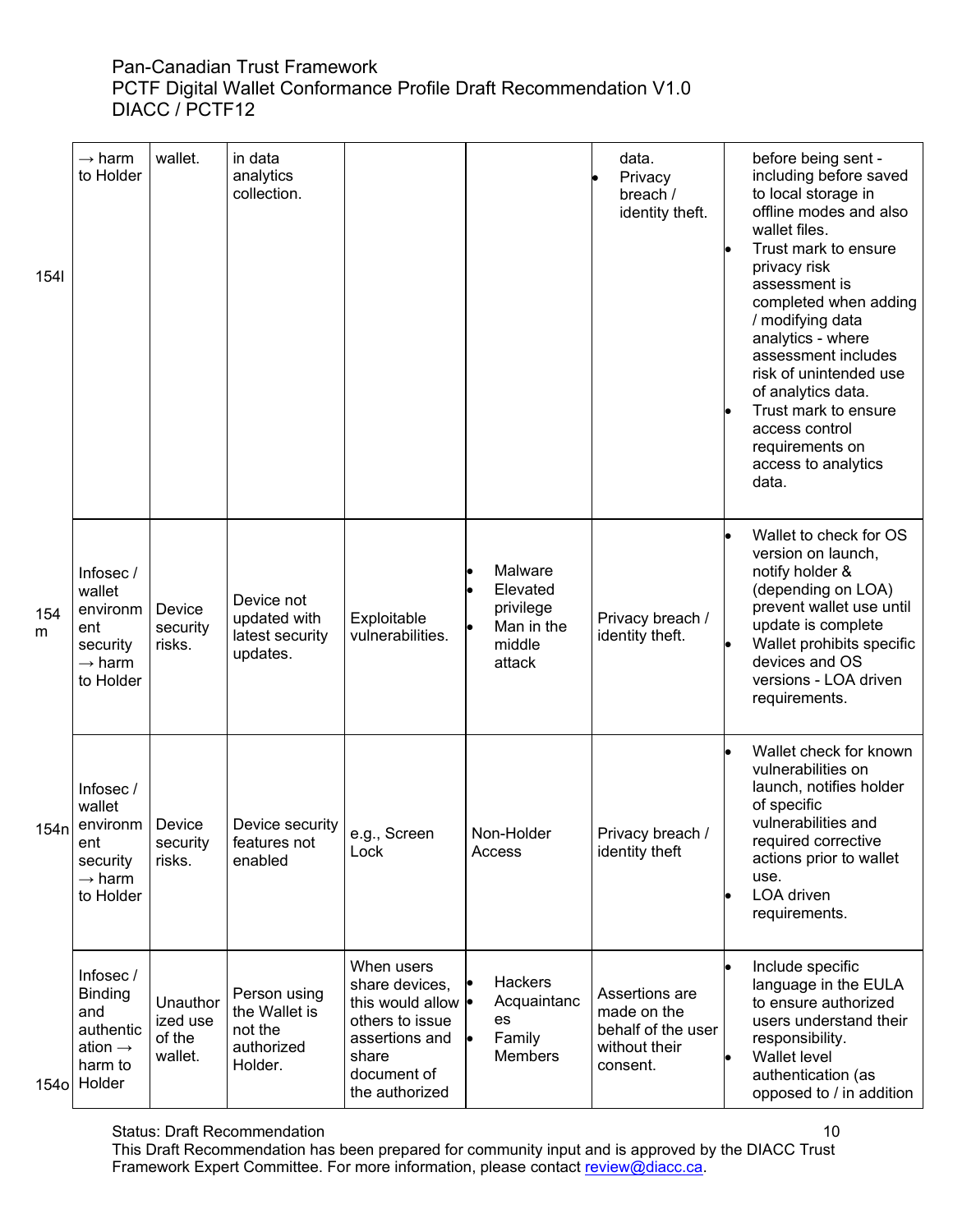| | | | | | | | |
|---|---|---|---|---|---|---|---|
| 154l | → harm to Holder | wallet. | in data analytics collection. | | | data.<br>• Privacy breach / identity theft. | before being sent - including before saved to local storage in offline modes and also wallet files.<br>• Trust mark to ensure privacy risk assessment is completed when adding / modifying data analytics - where assessment includes risk of unintended use of analytics data.<br>• Trust mark to ensure access control requirements on access to analytics data. |
| 154m | Infosec / wallet environment security → harm to Holder | Device security risks. | Device not updated with latest security updates. | Exploitable vulnerabilities. | • Malware<br>• Elevated privilege<br>• Man in the middle attack | Privacy breach / identity theft. | • Wallet to check for OS version on launch, notify holder & (depending on LOA) prevent wallet use until update is complete<br>• Wallet prohibits specific devices and OS versions - LOA driven requirements. |
| 154n | Infosec / wallet environment security → harm to Holder | Device security risks. | Device security features not enabled | e.g., Screen Lock | Non-Holder Access | Privacy breach / identity theft | • Wallet check for known vulnerabilities on launch, notifies holder of specific vulnerabilities and required corrective actions prior to wallet use.<br>• LOA driven requirements. |
| 154o | Infosec / Binding and authentication → harm to Holder | Unauthorized use of the wallet. | Person using the Wallet is not the authorized Holder. | When users share devices, this would allow others to issue assertions and share document of the authorized | • Hackers<br>• Acquaintances<br>• Family Members | Assertions are made on the behalf of the user without their consent. | • Include specific language in the EULA to ensure authorized users understand their responsibility.<br>• Wallet level authentication (as opposed to / in addition |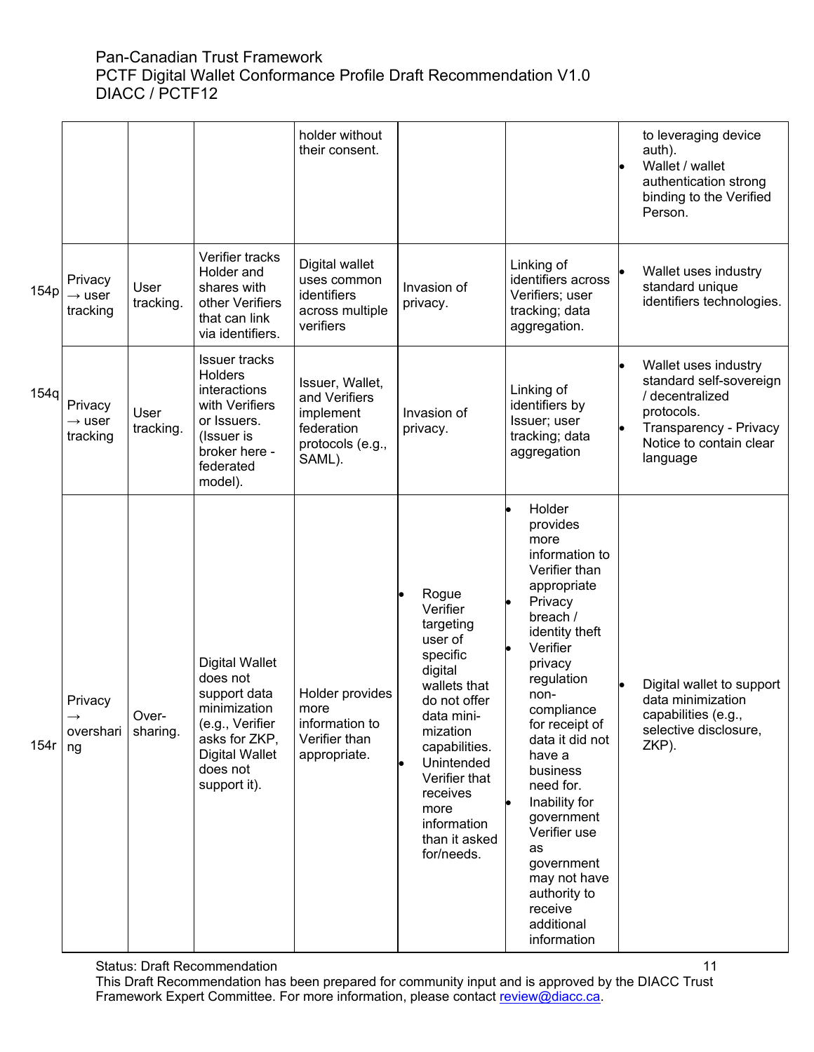| | | | | | | |
|---|---|---|---|---|---|---|
| | | | holder without their consent. | | | to leveraging device auth).<br>• Wallet / wallet authentication strong binding to the Verified Person. |
| 154p | Privacy → user tracking | User tracking. | Verifier tracks Holder and shares with other Verifiers that can link via identifiers. | Digital wallet uses common identifiers across multiple verifiers | Invasion of privacy. | Linking of identifiers across Verifiers; user tracking; data aggregation. | • Wallet uses industry standard unique identifiers technologies. |
| 154q | Privacy → user tracking | User tracking. | Issuer tracks Holders interactions with Verifiers or Issuers. (Issuer is broker here - federated model). | Issuer, Wallet, and Verifiers implement federation protocols (e.g., SAML). | Invasion of privacy. | Linking of identifiers by Issuer; user tracking; data aggregation | • Wallet uses industry standard self-sovereign / decentralized protocols.<br>• Transparency - Privacy Notice to contain clear language |
| 154r | Privacy → oversharing | Over-sharing. | Digital Wallet does not support data minimization (e.g., Verifier asks for ZKP, Digital Wallet does not support it). | Holder provides more information to Verifier than appropriate. | • Rogue Verifier targeting user of specific digital wallets that do not offer data mini-mization capabilities.<br>• Unintended Verifier that receives more information than it asked for/needs. | • Holder provides more information to Verifier than appropriate<br>• Privacy breach / identity theft<br>• Verifier privacy regulation non-compliance for receipt of data it did not have a business need for.<br>• Inability for government Verifier use as government may not have authority to receive additional information | • Digital wallet to support data minimization capabilities (e.g., selective disclosure, ZKP). |

Status: Draft Recommendation

This Draft Recommendation has been prepared for community input and is approved by the DIACC Trust Framework Expert Committee. For more information, please contact review@diacc.ca.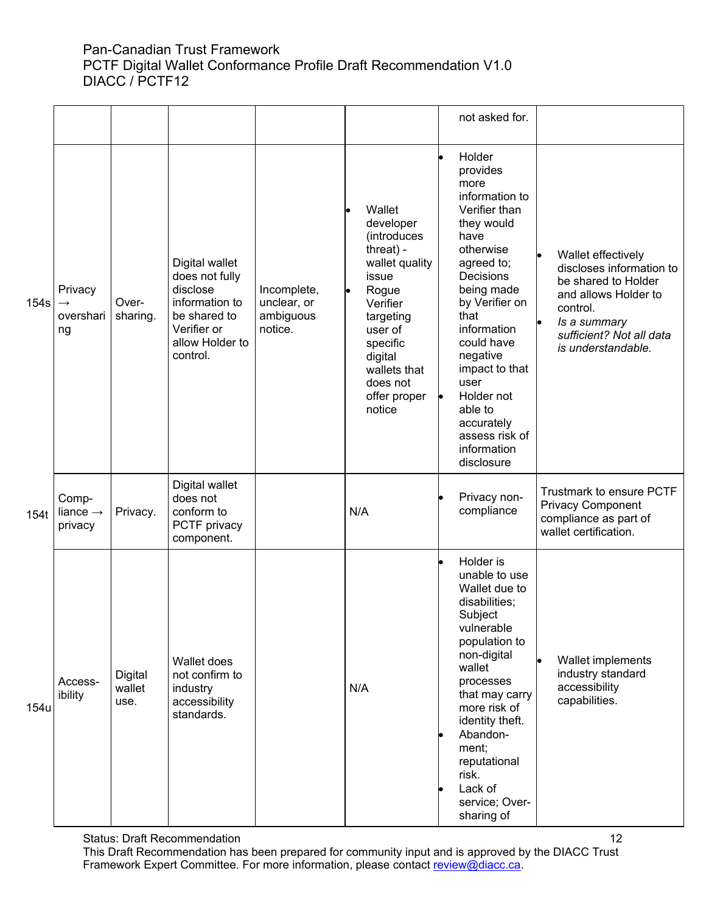| | | | | | | |
|---|---|---|---|---|---|---|
| | | | | | not asked for. | |
| 154s | Privacy → oversharing | Over-sharing. | Digital wallet does not fully disclose information to be shared to Verifier or allow Holder to control. | Incomplete, unclear, or ambiguous notice. | <ul><li>Wallet developer (introduces threat) - wallet quality issue</li><li>Rogue Verifier targeting user of specific digital wallets that does not offer proper notice</li></ul> | <ul><li>Holder provides more information to Verifier than they would have otherwise agreed to; Decisions being made by Verifier on that information could have negative impact to that user</li><li>Holder not able to accurately assess risk of information disclosure</li></ul> | <ul><li>Wallet effectively discloses information to be shared to Holder and allows Holder to control.</li><li>*Is a summary sufficient? Not all data is understandable.*</li></ul> |
| 154t | Comp-liance → privacy | Privacy. | Digital wallet does not conform to PCTF privacy component. | | N/A | <ul><li>Privacy non-compliance</li></ul> | Trustmark to ensure PCTF Privacy Component compliance as part of wallet certification. |
| 154u | Access-ibility | Digital wallet use. | Wallet does not confirm to industry accessibility standards. | | N/A | <ul><li>Holder is unable to use Wallet due to disabilities; Subject vulnerable population to non-digital wallet processes that may carry more risk of identity theft.</li><li>Abandon-ment; reputational risk.</li><li>Lack of service; Over-sharing of</li></ul> | <ul><li>Wallet implements industry standard accessibility capabilities.</li></ul> |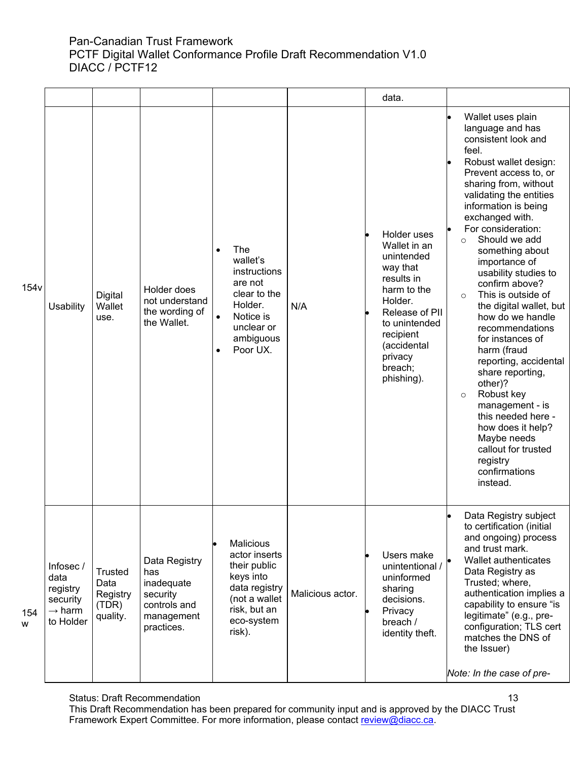| | | | | | | |
|---|---|---|---|---|---|---|
| | | | | | data. | |
| 154v | Usability | Digital Wallet use. | Holder does not understand the wording of the Wallet. | • The wallet's instructions are not clear to the Holder.<br>• Notice is unclear or ambiguous<br>• Poor UX. | N/A | • Holder uses Wallet in an unintended way that results in harm to the Holder.<br>• Release of PII to unintended recipient (accidental privacy breach; phishing). | • Wallet uses plain language and has consistent look and feel.<br>• Robust wallet design: Prevent access to, or sharing from, without validating the entities information is being exchanged with.<br>• For consideration:<br>  ○ Should we add something about importance of usability studies to confirm above?<br>  ○ This is outside of the digital wallet, but how do we handle recommendations for instances of harm (fraud reporting, accidental share reporting, other)?<br>  ○ Robust key management - is this needed here - how does it help? Maybe needs callout for trusted registry confirmations instead. |
| 154 w | Infosec / data registry security → harm to Holder | Trusted Data Registry (TDR) quality. | Data Registry has inadequate security controls and management practices. | • Malicious actor inserts their public keys into data registry (not a wallet risk, but an eco-system risk). | Malicious actor. | • Users make unintentional / uninformed sharing decisions.<br>• Privacy breach / identity theft. | • Data Registry subject to certification (initial and ongoing) process and trust mark.<br>• Wallet authenticates Data Registry as Trusted; where, authentication implies a capability to ensure "is legitimate" (e.g., pre-configuration; TLS cert matches the DNS of the Issuer)<br><br>*Note: In the case of pre-* |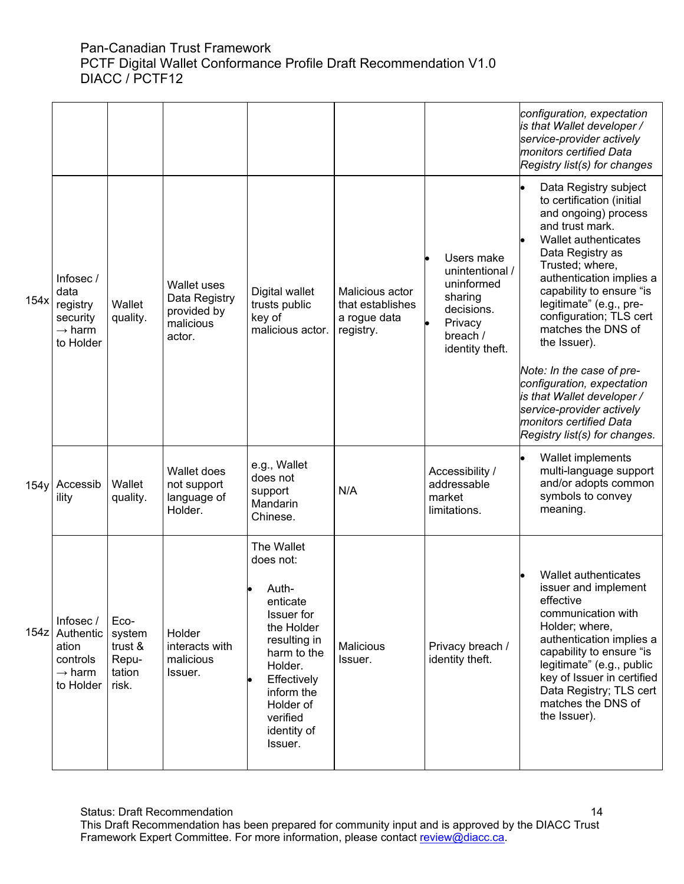| | | | | | | |
|---|---|---|---|---|---|---|
| | | | | | | *configuration, expectation is that Wallet developer / service-provider actively monitors certified Data Registry list(s) for changes* |
| 154x | Infosec / data registry security → harm to Holder | Wallet quality. | Wallet uses Data Registry provided by malicious actor. | Digital wallet trusts public key of malicious actor. | Malicious actor that establishes a rogue data registry. | • Users make unintentional / uninformed sharing decisions.<br>• Privacy breach / identity theft. | • Data Registry subject to certification (initial and ongoing) process and trust mark.<br>• Wallet authenticates Data Registry as Trusted; where, authentication implies a capability to ensure "is legitimate" (e.g., pre-configuration; TLS cert matches the DNS of the Issuer).<br><br>*Note: In the case of pre-configuration, expectation is that Wallet developer / service-provider actively monitors certified Data Registry list(s) for changes.* |
| 154y | Accessibility | Wallet quality. | Wallet does not support language of Holder. | e.g., Wallet does not support Mandarin Chinese. | N/A | Accessibility / addressable market limitations. | • Wallet implements multi-language support and/or adopts common symbols to convey meaning. |
| 154z | Infosec / Authentication controls → harm to Holder | Eco-system trust & Reputation risk. | Holder interacts with malicious Issuer. | The Wallet does not:<br>• Authenticate Issuer for the Holder resulting in harm to the Holder.<br>• Effectively inform the Holder of verified identity of Issuer. | Malicious Issuer. | Privacy breach / identity theft. | • Wallet authenticates issuer and implement effective communication with Holder; where, authentication implies a capability to ensure "is legitimate" (e.g., public key of Issuer in certified Data Registry; TLS cert matches the DNS of the Issuer). |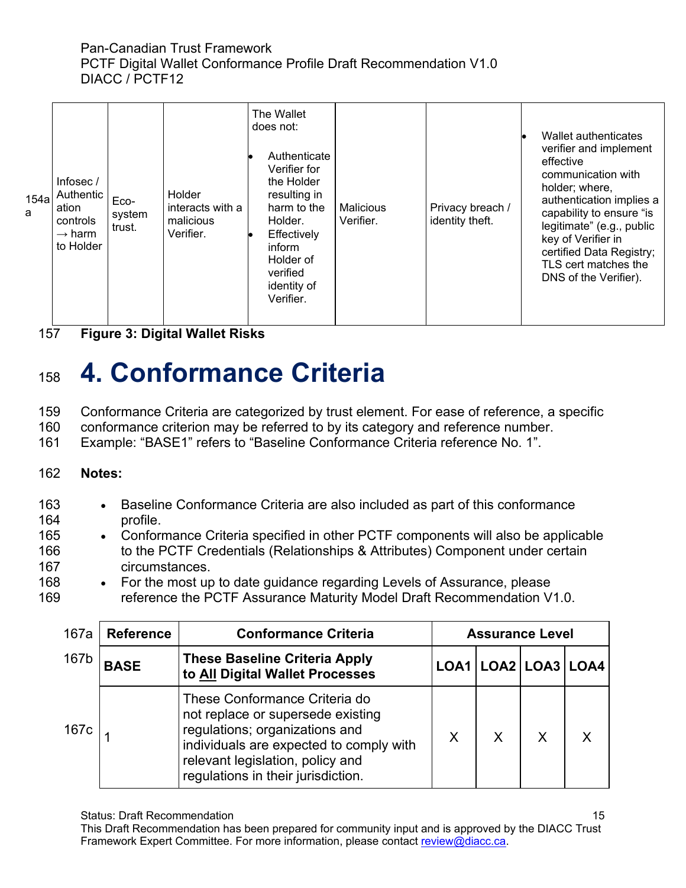| 154aa | Infosec / Authentication controls → harm to Holder | Eco-system trust. | Holder interacts with a malicious Verifier. | The Wallet does not:<br>• Authenticate Verifier for the Holder resulting in harm to the Holder.<br>• Effectively inform Holder of verified identity of Verifier. | Malicious Verifier. | Privacy breach / identity theft. | • Wallet authenticates verifier and implement effective communication with holder; where, authentication implies a capability to ensure "is legitimate" (e.g., public key of Verifier in certified Data Registry; TLS cert matches the DNS of the Verifier). |
|---|---|---|---|---|---|---|---|

**Figure 3: Digital Wallet Risks**

# 4. Conformance Criteria

Conformance Criteria are categorized by trust element. For ease of reference, a specific conformance criterion may be referred to by its category and reference number. Example: "BASE1" refers to "Baseline Conformance Criteria reference No. 1".

**Notes:**

- Baseline Conformance Criteria are also included as part of this conformance profile.
- Conformance Criteria specified in other PCTF components will also be applicable to the PCTF Credentials (Relationships & Attributes) Component under certain circumstances.
- For the most up to date guidance regarding Levels of Assurance, please reference the PCTF Assurance Maturity Model Draft Recommendation V1.0.

| Reference | Conformance Criteria | Assurance Level | | | |
|---|---|---|---|---|---|
| **BASE** | **These Baseline Criteria Apply to All Digital Wallet Processes** | **LOA1** | **LOA2** | **LOA3** | **LOA4** |
| 1 | These Conformance Criteria do not replace or supersede existing regulations; organizations and individuals are expected to comply with relevant legislation, policy and regulations in their jurisdiction. | X | X | X | X |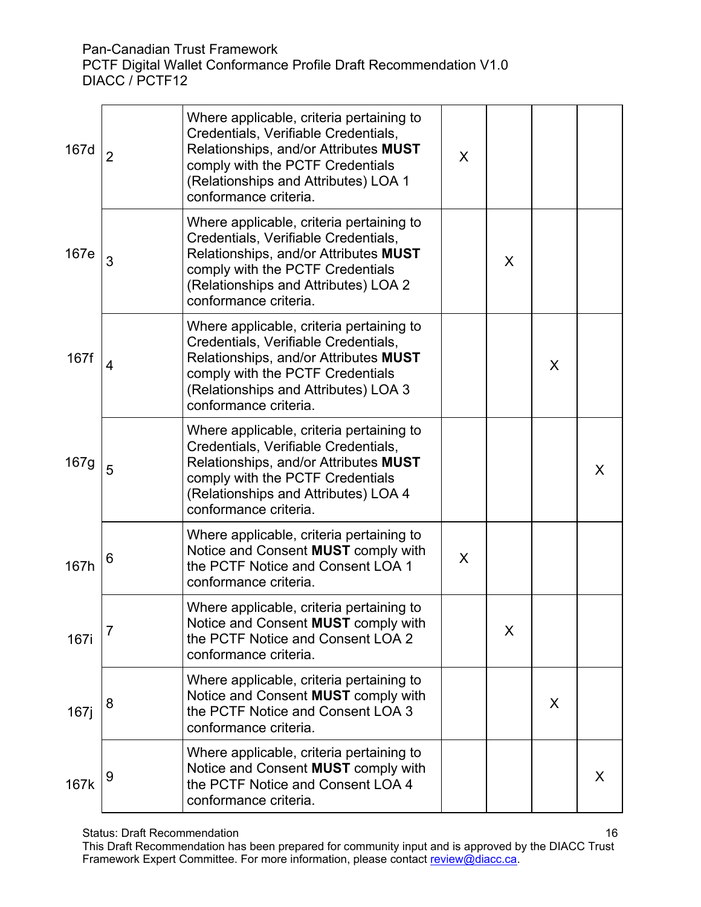| | | | | | | |
|---|---|---|---|---|---|---|
| 167d | 2 | Where applicable, criteria pertaining to Credentials, Verifiable Credentials, Relationships, and/or Attributes **MUST** comply with the PCTF Credentials (Relationships and Attributes) LOA 1 conformance criteria. | X | | | |
| 167e | 3 | Where applicable, criteria pertaining to Credentials, Verifiable Credentials, Relationships, and/or Attributes **MUST** comply with the PCTF Credentials (Relationships and Attributes) LOA 2 conformance criteria. | | X | | |
| 167f | 4 | Where applicable, criteria pertaining to Credentials, Verifiable Credentials, Relationships, and/or Attributes **MUST** comply with the PCTF Credentials (Relationships and Attributes) LOA 3 conformance criteria. | | | X | |
| 167g | 5 | Where applicable, criteria pertaining to Credentials, Verifiable Credentials, Relationships, and/or Attributes **MUST** comply with the PCTF Credentials (Relationships and Attributes) LOA 4 conformance criteria. | | | | X |
| 167h | 6 | Where applicable, criteria pertaining to Notice and Consent **MUST** comply with the PCTF Notice and Consent LOA 1 conformance criteria. | X | | | |
| 167i | 7 | Where applicable, criteria pertaining to Notice and Consent **MUST** comply with the PCTF Notice and Consent LOA 2 conformance criteria. | | X | | |
| 167j | 8 | Where applicable, criteria pertaining to Notice and Consent **MUST** comply with the PCTF Notice and Consent LOA 3 conformance criteria. | | | X | |
| 167k | 9 | Where applicable, criteria pertaining to Notice and Consent **MUST** comply with the PCTF Notice and Consent LOA 4 conformance criteria. | | | | X |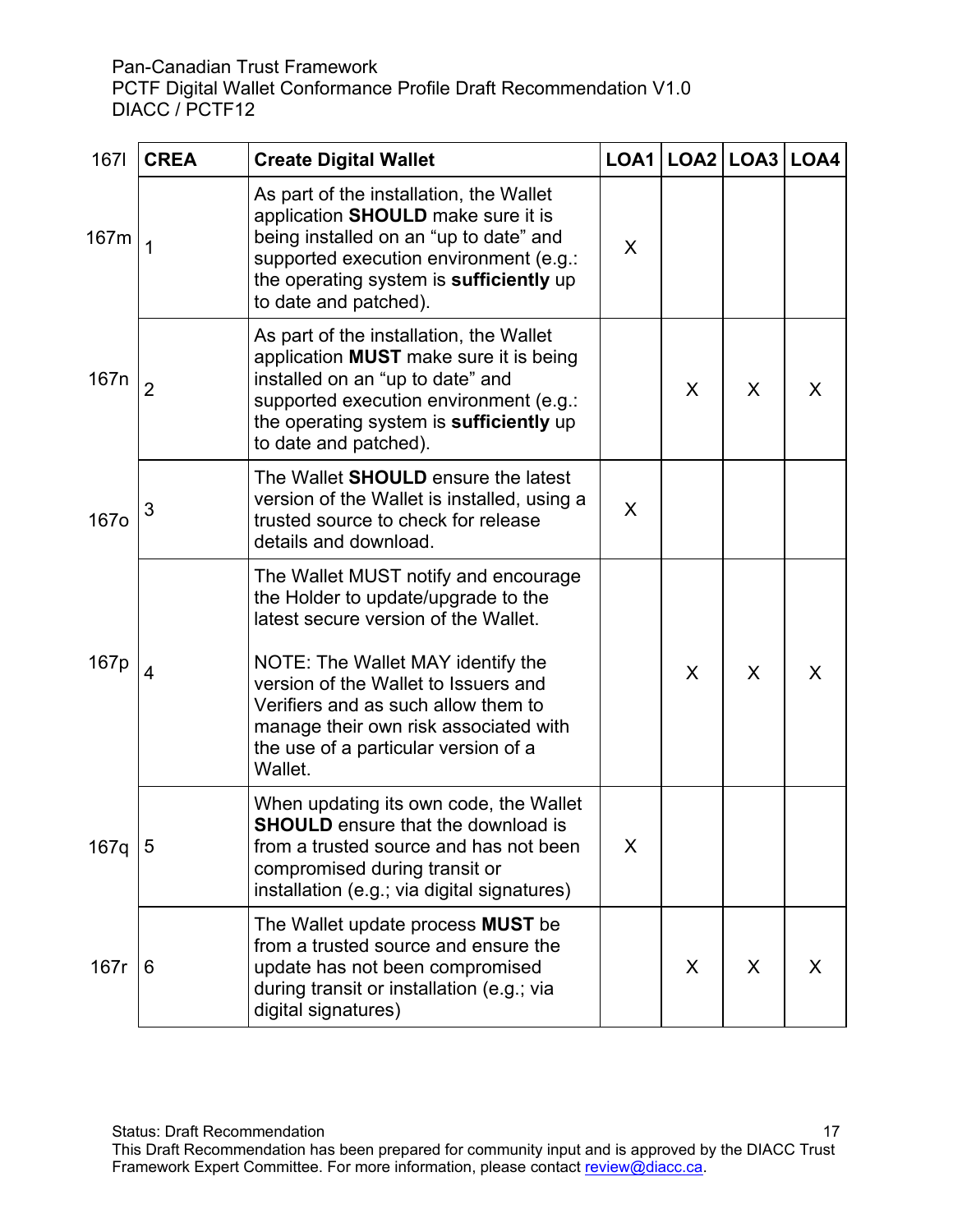| 167l | CREA | Create Digital Wallet | LOA1 | LOA2 | LOA3 | LOA4 |
|---|---|---|---|---|---|---|
| 167m | 1 | As part of the installation, the Wallet application **SHOULD** make sure it is being installed on an “up to date” and supported execution environment (e.g.: the operating system is **sufficiently** up to date and patched). | X | | | |
| 167n | 2 | As part of the installation, the Wallet application **MUST** make sure it is being installed on an “up to date” and supported execution environment (e.g.: the operating system is **sufficiently** up to date and patched). | | X | X | X |
| 167o | 3 | The Wallet **SHOULD** ensure the latest version of the Wallet is installed, using a trusted source to check for release details and download. | X | | | |
| 167p | 4 | The Wallet MUST notify and encourage the Holder to update/upgrade to the latest secure version of the Wallet.<br><br>NOTE: The Wallet MAY identify the version of the Wallet to Issuers and Verifiers and as such allow them to manage their own risk associated with the use of a particular version of a Wallet. | | X | X | X |
| 167q | 5 | When updating its own code, the Wallet **SHOULD** ensure that the download is from a trusted source and has not been compromised during transit or installation (e.g.; via digital signatures) | X | | | |
| 167r | 6 | The Wallet update process **MUST** be from a trusted source and ensure the update has not been compromised during transit or installation (e.g.; via digital signatures) | | X | X | X |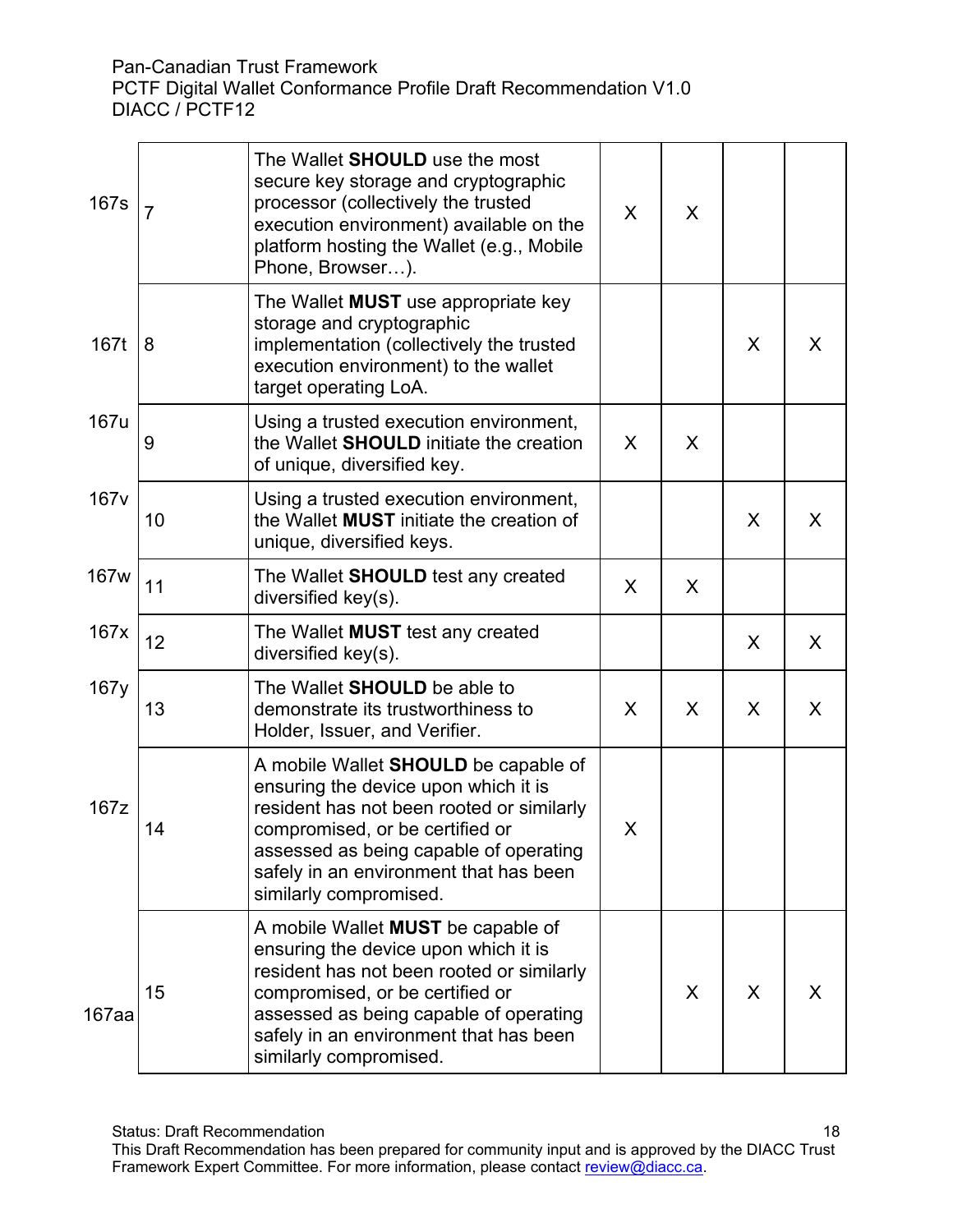| | | | | | | |
|---|---|---|---|---|---|---|
| 167s | 7 | The Wallet **SHOULD** use the most secure key storage and cryptographic processor (collectively the trusted execution environment) available on the platform hosting the Wallet (e.g., Mobile Phone, Browser…). | X | X | | |
| 167t | 8 | The Wallet **MUST** use appropriate key storage and cryptographic implementation (collectively the trusted execution environment) to the wallet target operating LoA. | | | X | X |
| 167u | 9 | Using a trusted execution environment, the Wallet **SHOULD** initiate the creation of unique, diversified key. | X | X | | |
| 167v | 10 | Using a trusted execution environment, the Wallet **MUST** initiate the creation of unique, diversified keys. | | | X | X |
| 167w | 11 | The Wallet **SHOULD** test any created diversified key(s). | X | X | | |
| 167x | 12 | The Wallet **MUST** test any created diversified key(s). | | | X | X |
| 167y | 13 | The Wallet **SHOULD** be able to demonstrate its trustworthiness to Holder, Issuer, and Verifier. | X | X | X | X |
| 167z | 14 | A mobile Wallet **SHOULD** be capable of ensuring the device upon which it is resident has not been rooted or similarly compromised, or be certified or assessed as being capable of operating safely in an environment that has been similarly compromised. | X | | | |
| 167aa | 15 | A mobile Wallet **MUST** be capable of ensuring the device upon which it is resident has not been rooted or similarly compromised, or be certified or assessed as being capable of operating safely in an environment that has been similarly compromised. | | X | X | X |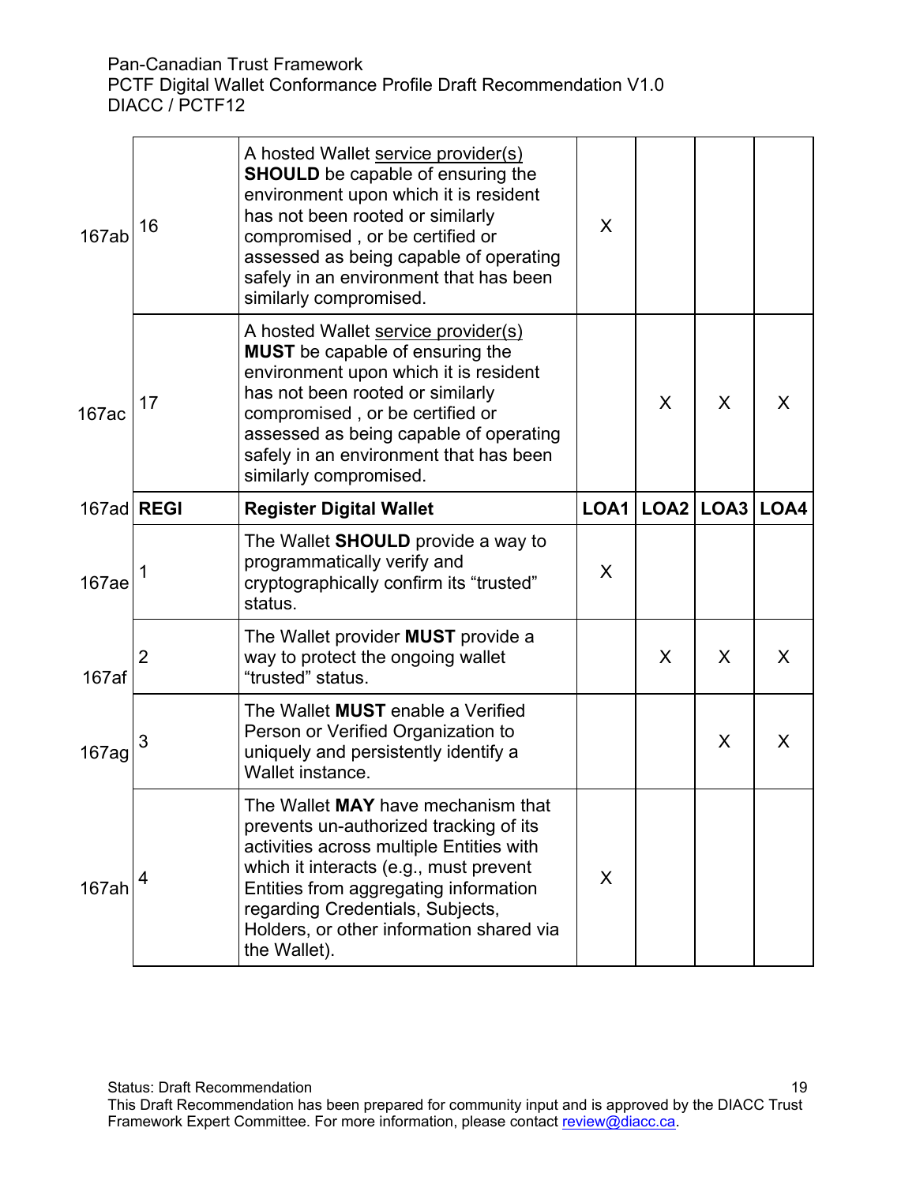| | | | | | | |
|---|---|---|---|---|---|---|
| 167ab | 16 | A hosted Wallet service provider(s) **SHOULD** be capable of ensuring the environment upon which it is resident has not been rooted or similarly compromised , or be certified or assessed as being capable of operating safely in an environment that has been similarly compromised. | X | | | |
| 167ac | 17 | A hosted Wallet service provider(s) **MUST** be capable of ensuring the environment upon which it is resident has not been rooted or similarly compromised , or be certified or assessed as being capable of operating safely in an environment that has been similarly compromised. | | X | X | X |
| 167ad | **REGI** | **Register Digital Wallet** | **LOA1** | **LOA2** | **LOA3** | **LOA4** |
| 167ae | 1 | The Wallet **SHOULD** provide a way to programmatically verify and cryptographically confirm its “trusted” status. | X | | | |
| 167af | 2 | The Wallet provider **MUST** provide a way to protect the ongoing wallet “trusted” status. | | X | X | X |
| 167ag | 3 | The Wallet **MUST** enable a Verified Person or Verified Organization to uniquely and persistently identify a Wallet instance. | | | X | X |
| 167ah | 4 | The Wallet **MAY** have mechanism that prevents un-authorized tracking of its activities across multiple Entities with which it interacts (e.g., must prevent Entities from aggregating information regarding Credentials, Subjects, Holders, or other information shared via the Wallet). | X | | | |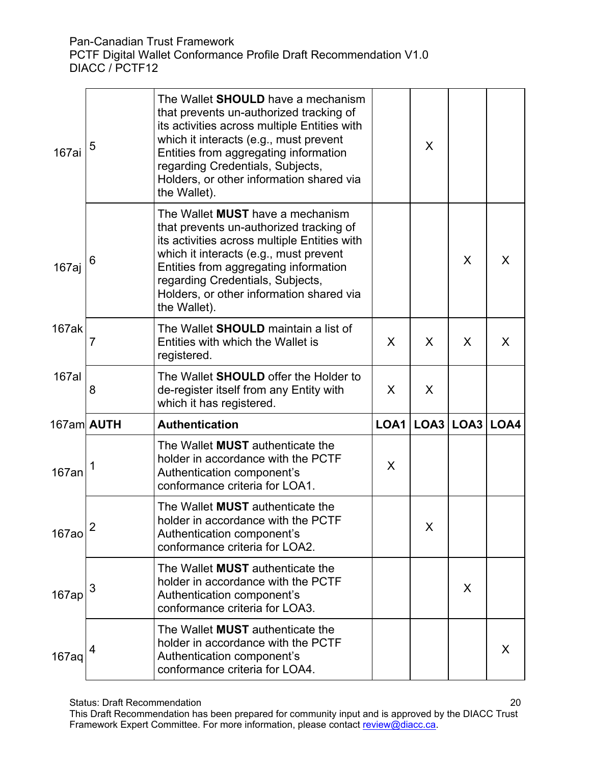| | | | | | | |
|---|---|---|---|---|---|---|
| 167ai | 5 | The Wallet **SHOULD** have a mechanism that prevents un-authorized tracking of its activities across multiple Entities with which it interacts (e.g., must prevent Entities from aggregating information regarding Credentials, Subjects, Holders, or other information shared via the Wallet). | | X | | |
| 167aj | 6 | The Wallet **MUST** have a mechanism that prevents un-authorized tracking of its activities across multiple Entities with which it interacts (e.g., must prevent Entities from aggregating information regarding Credentials, Subjects, Holders, or other information shared via the Wallet). | | | X | X |
| 167ak | 7 | The Wallet **SHOULD** maintain a list of Entities with which the Wallet is registered. | X | X | X | X |
| 167al | 8 | The Wallet **SHOULD** offer the Holder to de-register itself from any Entity with which it has registered. | X | X | | |
| 167am | **AUTH** | **Authentication** | **LOA1** | **LOA3** | **LOA3** | **LOA4** |
| 167an | 1 | The Wallet **MUST** authenticate the holder in accordance with the PCTF Authentication component's conformance criteria for LOA1. | X | | | |
| 167ao | 2 | The Wallet **MUST** authenticate the holder in accordance with the PCTF Authentication component's conformance criteria for LOA2. | | X | | |
| 167ap | 3 | The Wallet **MUST** authenticate the holder in accordance with the PCTF Authentication component's conformance criteria for LOA3. | | | X | |
| 167aq | 4 | The Wallet **MUST** authenticate the holder in accordance with the PCTF Authentication component's conformance criteria for LOA4. | | | | X |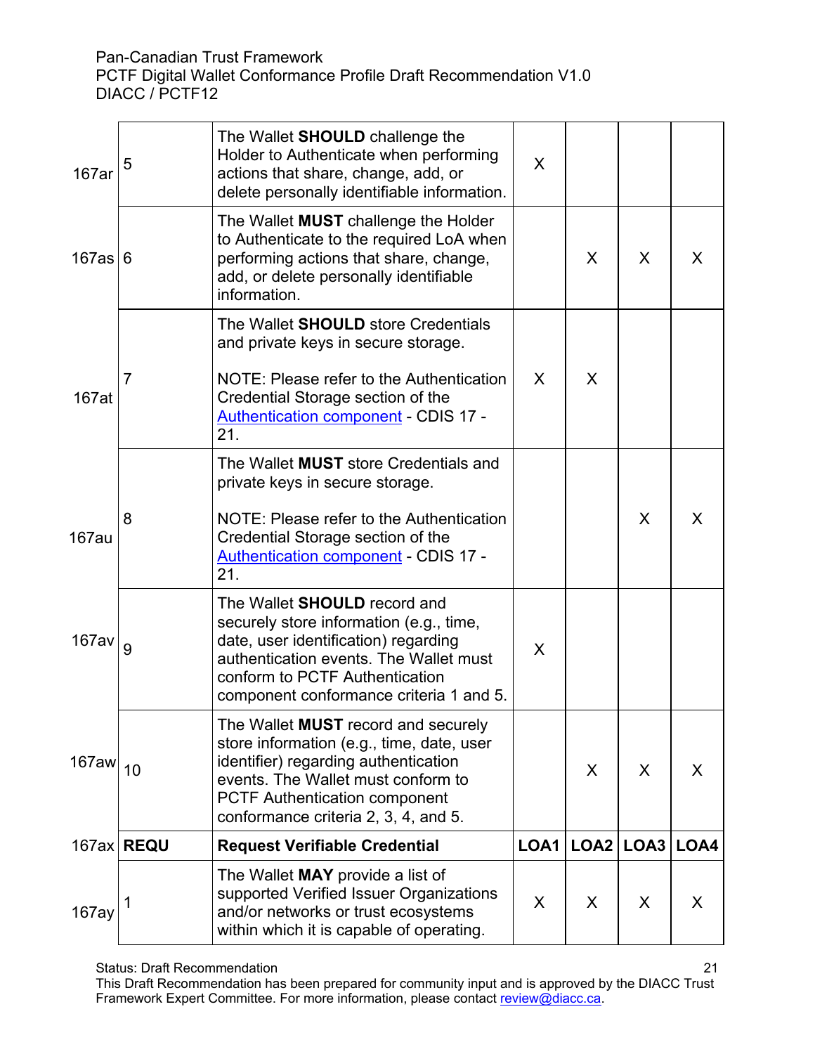| | | | | | | |
|---|---|---|---|---|---|---|
| 167ar | 5 | The Wallet **SHOULD** challenge the Holder to Authenticate when performing actions that share, change, add, or delete personally identifiable information. | X | | | |
| 167as | 6 | The Wallet **MUST** challenge the Holder to Authenticate to the required LoA when performing actions that share, change, add, or delete personally identifiable information. | | X | X | X |
| 167at | 7 | The Wallet **SHOULD** store Credentials and private keys in secure storage.<br><br>NOTE: Please refer to the Authentication Credential Storage section of the Authentication component - CDIS 17 - 21. | X | X | | |
| 167au | 8 | The Wallet **MUST** store Credentials and private keys in secure storage.<br><br>NOTE: Please refer to the Authentication Credential Storage section of the Authentication component - CDIS 17 - 21. | | | X | X |
| 167av | 9 | The Wallet **SHOULD** record and securely store information (e.g., time, date, user identification) regarding authentication events. The Wallet must conform to PCTF Authentication component conformance criteria 1 and 5. | X | | | |
| 167aw | 10 | The Wallet **MUST** record and securely store information (e.g., time, date, user identifier) regarding authentication events. The Wallet must conform to PCTF Authentication component conformance criteria 2, 3, 4, and 5. | | X | X | X |
| 167ax | **REQU** | **Request Verifiable Credential** | **LOA1** | **LOA2** | **LOA3** | **LOA4** |
| 167ay | 1 | The Wallet **MAY** provide a list of supported Verified Issuer Organizations and/or networks or trust ecosystems within which it is capable of operating. | X | X | X | X |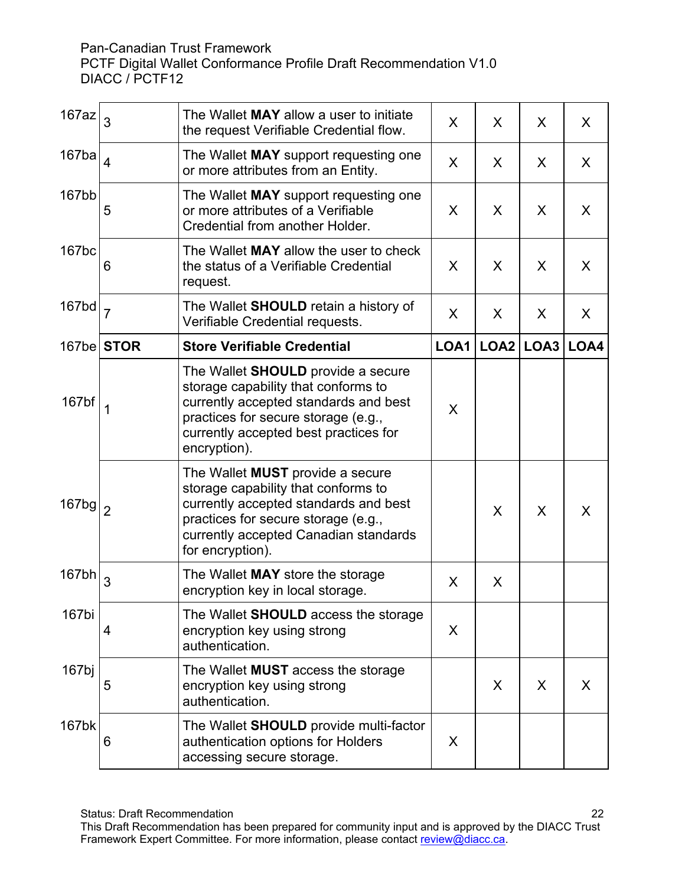| | | | | | | |
|---|---|---|---|---|---|---|
| 167az | 3 | The Wallet **MAY** allow a user to initiate the request Verifiable Credential flow. | X | X | X | X |
| 167ba | 4 | The Wallet **MAY** support requesting one or more attributes from an Entity. | X | X | X | X |
| 167bb | 5 | The Wallet **MAY** support requesting one or more attributes of a Verifiable Credential from another Holder. | X | X | X | X |
| 167bc | 6 | The Wallet **MAY** allow the user to check the status of a Verifiable Credential request. | X | X | X | X |
| 167bd | 7 | The Wallet **SHOULD** retain a history of Verifiable Credential requests. | X | X | X | X |
| 167be | **STOR** | **Store Verifiable Credential** | **LOA1** | **LOA2** | **LOA3** | **LOA4** |
| 167bf | 1 | The Wallet **SHOULD** provide a secure storage capability that conforms to currently accepted standards and best practices for secure storage (e.g., currently accepted best practices for encryption). | X | | | |
| 167bg | 2 | The Wallet **MUST** provide a secure storage capability that conforms to currently accepted standards and best practices for secure storage (e.g., currently accepted Canadian standards for encryption). | | X | X | X |
| 167bh | 3 | The Wallet **MAY** store the storage encryption key in local storage. | X | X | | |
| 167bi | 4 | The Wallet **SHOULD** access the storage encryption key using strong authentication. | X | | | |
| 167bj | 5 | The Wallet **MUST** access the storage encryption key using strong authentication. | | X | X | X |
| 167bk | 6 | The Wallet **SHOULD** provide multi-factor authentication options for Holders accessing secure storage. | X | | | |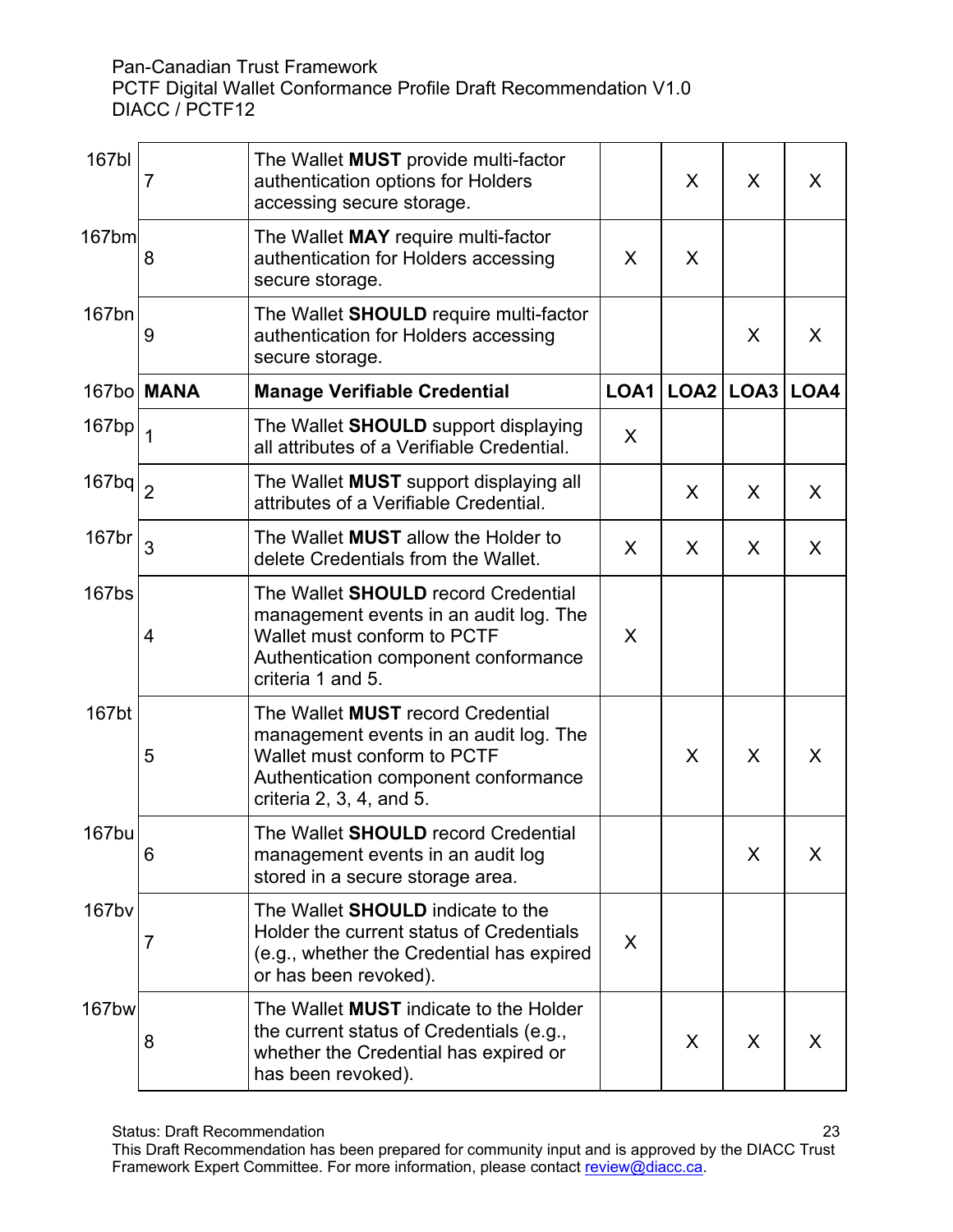| | | | | | | |
|---|---|---|---|---|---|---|
| 167bl | 7 | The Wallet **MUST** provide multi-factor authentication options for Holders accessing secure storage. | | X | X | X |
| 167bm | 8 | The Wallet **MAY** require multi-factor authentication for Holders accessing secure storage. | X | X | | |
| 167bn | 9 | The Wallet **SHOULD** require multi-factor authentication for Holders accessing secure storage. | | | X | X |
| 167bo | **MANA** | **Manage Verifiable Credential** | **LOA1** | **LOA2** | **LOA3** | **LOA4** |
| 167bp | 1 | The Wallet **SHOULD** support displaying all attributes of a Verifiable Credential. | X | | | |
| 167bq | 2 | The Wallet **MUST** support displaying all attributes of a Verifiable Credential. | | X | X | X |
| 167br | 3 | The Wallet **MUST** allow the Holder to delete Credentials from the Wallet. | X | X | X | X |
| 167bs | 4 | The Wallet **SHOULD** record Credential management events in an audit log. The Wallet must conform to PCTF Authentication component conformance criteria 1 and 5. | X | | | |
| 167bt | 5 | The Wallet **MUST** record Credential management events in an audit log. The Wallet must conform to PCTF Authentication component conformance criteria 2, 3, 4, and 5. | | X | X | X |
| 167bu | 6 | The Wallet **SHOULD** record Credential management events in an audit log stored in a secure storage area. | | | X | X |
| 167bv | 7 | The Wallet **SHOULD** indicate to the Holder the current status of Credentials (e.g., whether the Credential has expired or has been revoked). | X | | | |
| 167bw | 8 | The Wallet **MUST** indicate to the Holder the current status of Credentials (e.g., whether the Credential has expired or has been revoked). | | X | X | X |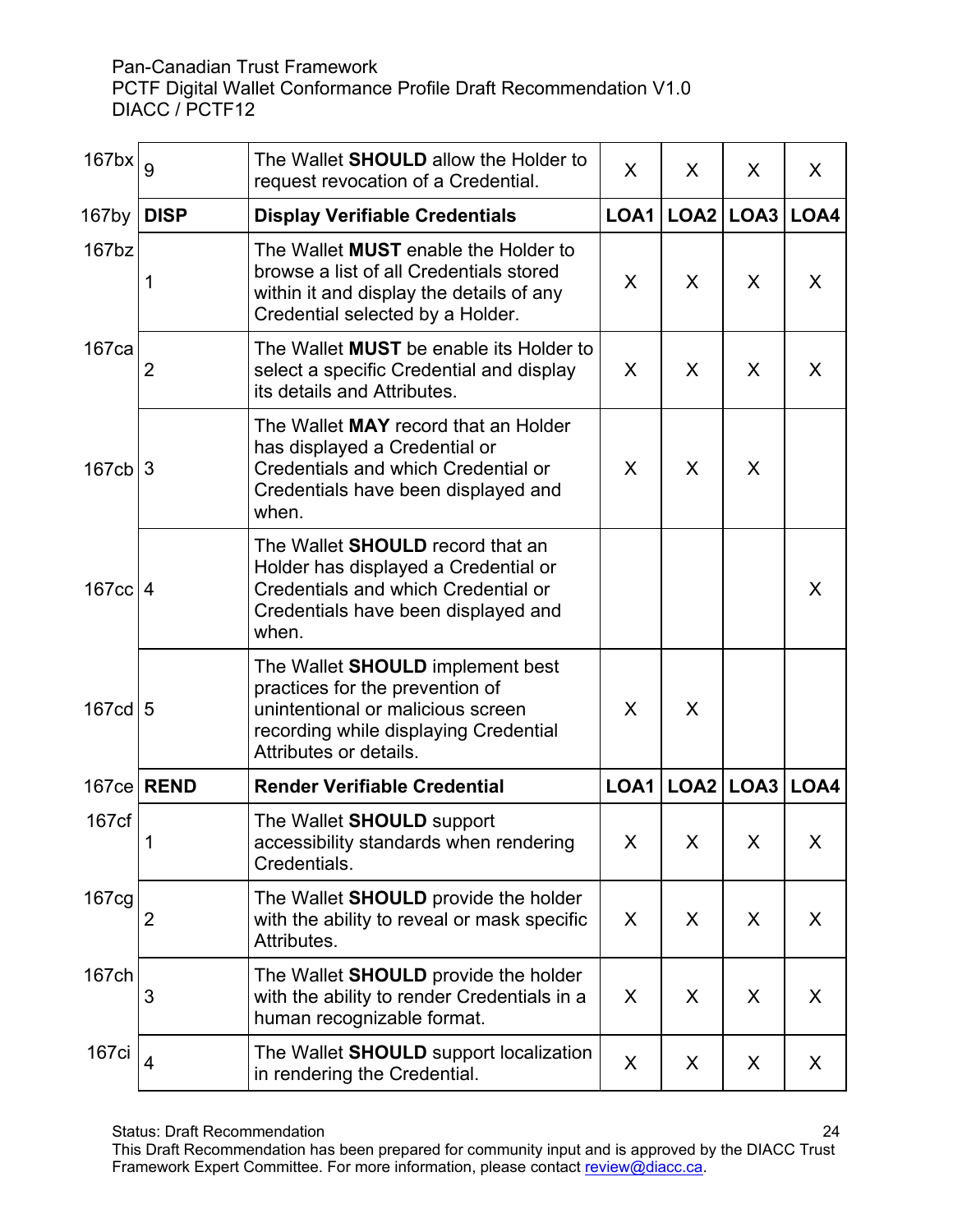| | | | | | | |
|---|---|---|---|---|---|---|
| 167bx | 9 | The Wallet **SHOULD** allow the Holder to request revocation of a Credential. | X | X | X | X |
| 167by | **DISP** | **Display Verifiable Credentials** | **LOA1** | **LOA2** | **LOA3** | **LOA4** |
| 167bz | 1 | The Wallet **MUST** enable the Holder to browse a list of all Credentials stored within it and display the details of any Credential selected by a Holder. | X | X | X | X |
| 167ca | 2 | The Wallet **MUST** be enable its Holder to select a specific Credential and display its details and Attributes. | X | X | X | X |
| 167cb | 3 | The Wallet **MAY** record that an Holder has displayed a Credential or Credentials and which Credential or Credentials have been displayed and when. | X | X | X | |
| 167cc | 4 | The Wallet **SHOULD** record that an Holder has displayed a Credential or Credentials and which Credential or Credentials have been displayed and when. | | | | X |
| 167cd | 5 | The Wallet **SHOULD** implement best practices for the prevention of unintentional or malicious screen recording while displaying Credential Attributes or details. | X | X | | |
| 167ce | **REND** | **Render Verifiable Credential** | **LOA1** | **LOA2** | **LOA3** | **LOA4** |
| 167cf | 1 | The Wallet **SHOULD** support accessibility standards when rendering Credentials. | X | X | X | X |
| 167cg | 2 | The Wallet **SHOULD** provide the holder with the ability to reveal or mask specific Attributes. | X | X | X | X |
| 167ch | 3 | The Wallet **SHOULD** provide the holder with the ability to render Credentials in a human recognizable format. | X | X | X | X |
| 167ci | 4 | The Wallet **SHOULD** support localization in rendering the Credential. | X | X | X | X |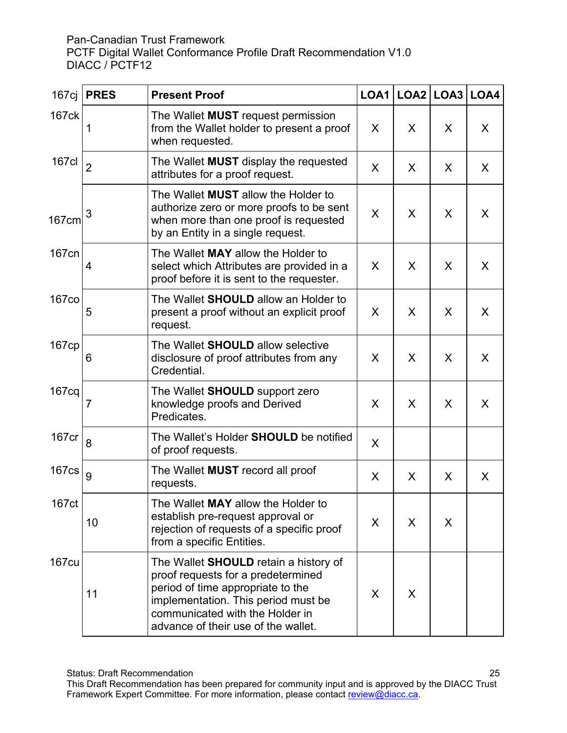| 167cj | PRES | Present Proof | LOA1 | LOA2 | LOA3 | LOA4 |
|---|---|---|---|---|---|---|
| 167ck | 1 | The Wallet **MUST** request permission from the Wallet holder to present a proof when requested. | X | X | X | X |
| 167cl | 2 | The Wallet **MUST** display the requested attributes for a proof request. | X | X | X | X |
| 167cm | 3 | The Wallet **MUST** allow the Holder to authorize zero or more proofs to be sent when more than one proof is requested by an Entity in a single request. | X | X | X | X |
| 167cn | 4 | The Wallet **MAY** allow the Holder to select which Attributes are provided in a proof before it is sent to the requester. | X | X | X | X |
| 167co | 5 | The Wallet **SHOULD** allow an Holder to present a proof without an explicit proof request. | X | X | X | X |
| 167cp | 6 | The Wallet **SHOULD** allow selective disclosure of proof attributes from any Credential. | X | X | X | X |
| 167cq | 7 | The Wallet **SHOULD** support zero knowledge proofs and Derived Predicates. | X | X | X | X |
| 167cr | 8 | The Wallet's Holder **SHOULD** be notified of proof requests. | X | | | |
| 167cs | 9 | The Wallet **MUST** record all proof requests. | X | X | X | X |
| 167ct | 10 | The Wallet **MAY** allow the Holder to establish pre-request approval or rejection of requests of a specific proof from a specific Entities. | X | X | X | |
| 167cu | 11 | The Wallet **SHOULD** retain a history of proof requests for a predetermined period of time appropriate to the implementation. This period must be communicated with the Holder in advance of their use of the wallet. | X | X | | |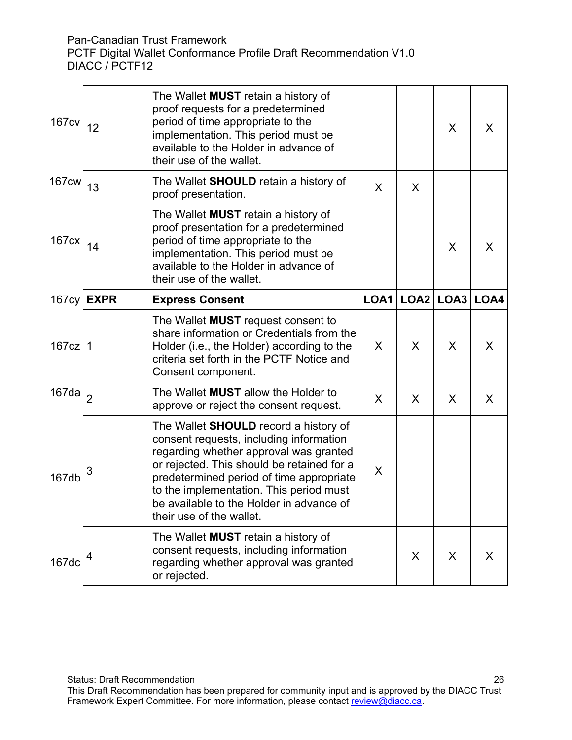| | | | | | | |
|---|---|---|---|---|---|---|
| 167cv | 12 | The Wallet **MUST** retain a history of proof requests for a predetermined period of time appropriate to the implementation. This period must be available to the Holder in advance of their use of the wallet. | | | X | X |
| 167cw | 13 | The Wallet **SHOULD** retain a history of proof presentation. | X | X | | |
| 167cx | 14 | The Wallet **MUST** retain a history of proof presentation for a predetermined period of time appropriate to the implementation. This period must be available to the Holder in advance of their use of the wallet. | | | X | X |
| 167cy | **EXPR** | **Express Consent** | **LOA1** | **LOA2** | **LOA3** | **LOA4** |
| 167cz | 1 | The Wallet **MUST** request consent to share information or Credentials from the Holder (i.e., the Holder) according to the criteria set forth in the PCTF Notice and Consent component. | X | X | X | X |
| 167da | 2 | The Wallet **MUST** allow the Holder to approve or reject the consent request. | X | X | X | X |
| 167db | 3 | The Wallet **SHOULD** record a history of consent requests, including information regarding whether approval was granted or rejected. This should be retained for a predetermined period of time appropriate to the implementation. This period must be available to the Holder in advance of their use of the wallet. | X | | | |
| 167dc | 4 | The Wallet **MUST** retain a history of consent requests, including information regarding whether approval was granted or rejected. | | X | X | X |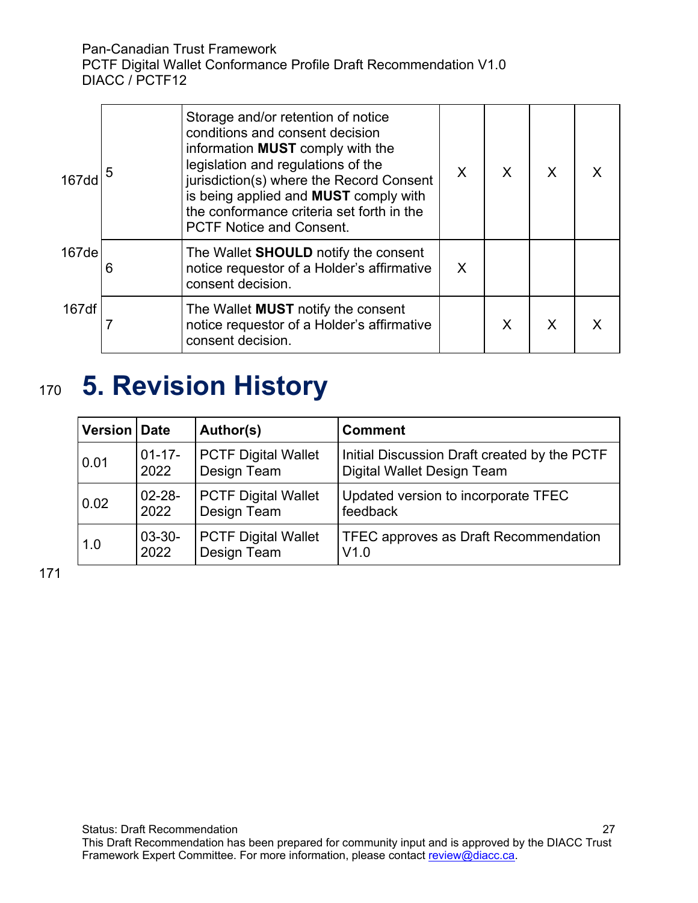| | | | | | | |
|---|---|---|---|---|---|---|
| 167dd | 5 | Storage and/or retention of notice conditions and consent decision information **MUST** comply with the legislation and regulations of the jurisdiction(s) where the Record Consent is being applied and **MUST** comply with the conformance criteria set forth in the PCTF Notice and Consent. | X | X | X | X |
| 167de | 6 | The Wallet **SHOULD** notify the consent notice requestor of a Holder's affirmative consent decision. | X | | | |
| 167df | 7 | The Wallet **MUST** notify the consent notice requestor of a Holder's affirmative consent decision. | | X | X | X |

170

# 5. Revision History

| Version | Date | Author(s) | Comment |
|---|---|---|---|
| 0.01 | 01-17-2022 | PCTF Digital Wallet Design Team | Initial Discussion Draft created by the PCTF Digital Wallet Design Team |
| 0.02 | 02-28-2022 | PCTF Digital Wallet Design Team | Updated version to incorporate TFEC feedback |
| 1.0 | 03-30-2022 | PCTF Digital Wallet Design Team | TFEC approves as Draft Recommendation V1.0 |

171